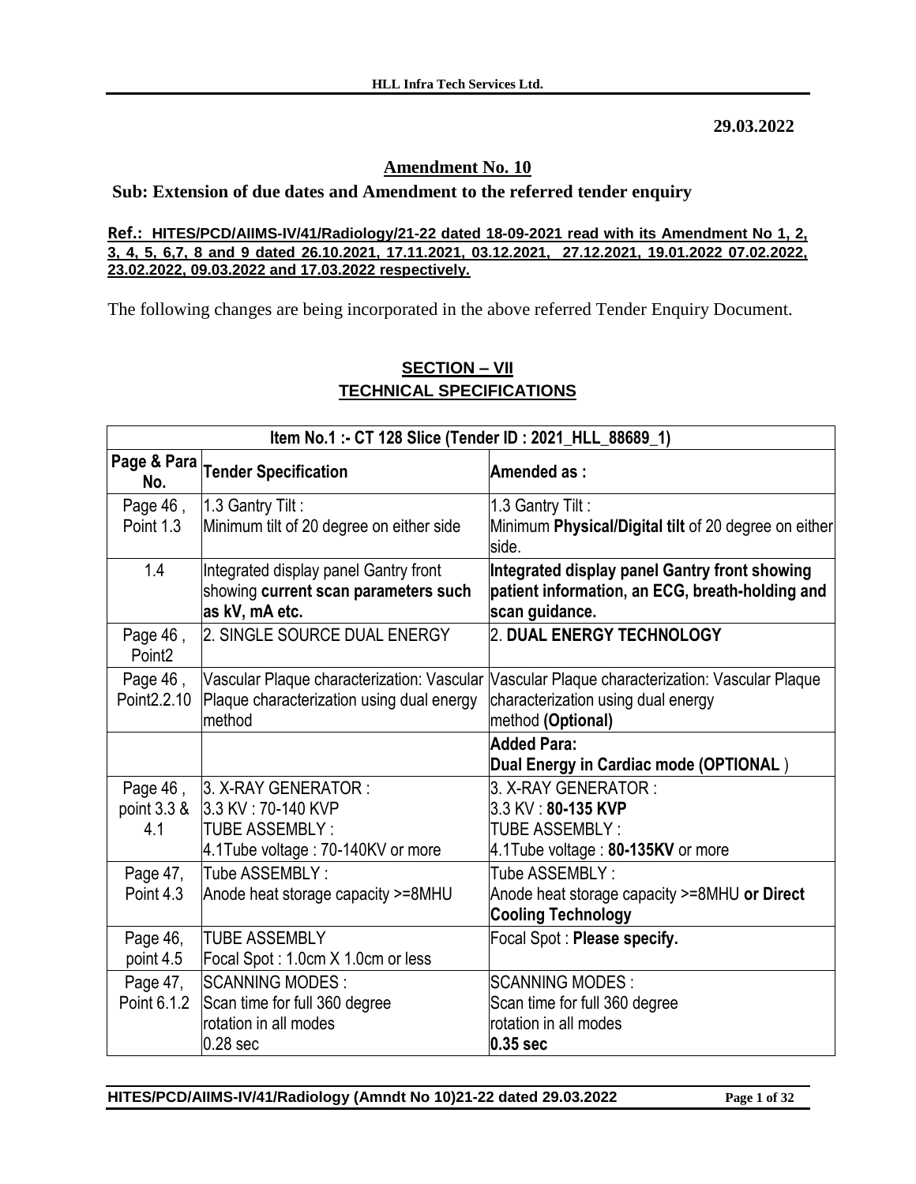**29.03.2022**

## Amendment No. 10

### Sub: Extension of due dates and Amendment to the referred tender enquiry

**Ref.: HITES/PCD/AIIMS-IV/41/Radiology/21-22 dated 18-09-2021 read with its Amendment No 1, 2, 3, 4, 5, 6,7, 8 and 9 dated 26.10.2021, 17.11.2021, 03.12.2021, 27.12.2021, 19.01.2022 07.02.2022, 23.02.2022, 09.03.2022 and 17.03.2022 respectively.**

The following changes are being incorporated in the above referred Tender Enquiry Document.

## SECTION – VII
## TECHNICAL SPECIFICATIONS

| Item No.1 :- CT 128 Slice (Tender ID : 2021_HLL_88689_1) | | |
|---|---|---|
| **Page & Para No.** | **Tender Specification** | **Amended as :** |
| Page 46 , Point 1.3 | 1.3 Gantry Tilt :<br>Minimum tilt of 20 degree on either side | 1.3 Gantry Tilt :<br>Minimum **Physical/Digital tilt** of 20 degree on either side. |
| 1.4 | Integrated display panel Gantry front showing **current scan parameters such as kV, mA etc.** | **Integrated display panel Gantry front showing patient information, an ECG, breath-holding and scan guidance.** |
| Page 46 , Point2 | 2. SINGLE SOURCE DUAL ENERGY | 2. **DUAL ENERGY TECHNOLOGY** |
| Page 46 , Point2.2.10 | Vascular Plaque characterization: Vascular Plaque characterization using dual energy method | Vascular Plaque characterization: Vascular Plaque characterization using dual energy method **(Optional)** |
| | | **Added Para:**<br>**Dual Energy in Cardiac mode (OPTIONAL** ) |
| Page 46 , point 3.3 & 4.1 | 3. X-RAY GENERATOR :<br>3.3 KV : 70-140 KVP<br>TUBE ASSEMBLY :<br>4.1Tube voltage : 70-140KV or more | 3. X-RAY GENERATOR :<br>3.3 KV : **80-135 KVP**<br>TUBE ASSEMBLY :<br>4.1Tube voltage : **80-135KV** or more |
| Page 47, Point 4.3 | Tube ASSEMBLY :<br>Anode heat storage capacity >=8MHU | Tube ASSEMBLY :<br>Anode heat storage capacity >=8MHU **or Direct Cooling Technology** |
| Page 46, point 4.5 | TUBE ASSEMBLY<br>Focal Spot : 1.0cm X 1.0cm or less | Focal Spot : **Please specify.** |
| Page 47, Point 6.1.2 | SCANNING MODES :<br>Scan time for full 360 degree rotation in all modes<br>0.28 sec | SCANNING MODES :<br>Scan time for full 360 degree rotation in all modes<br>**0.35 sec** |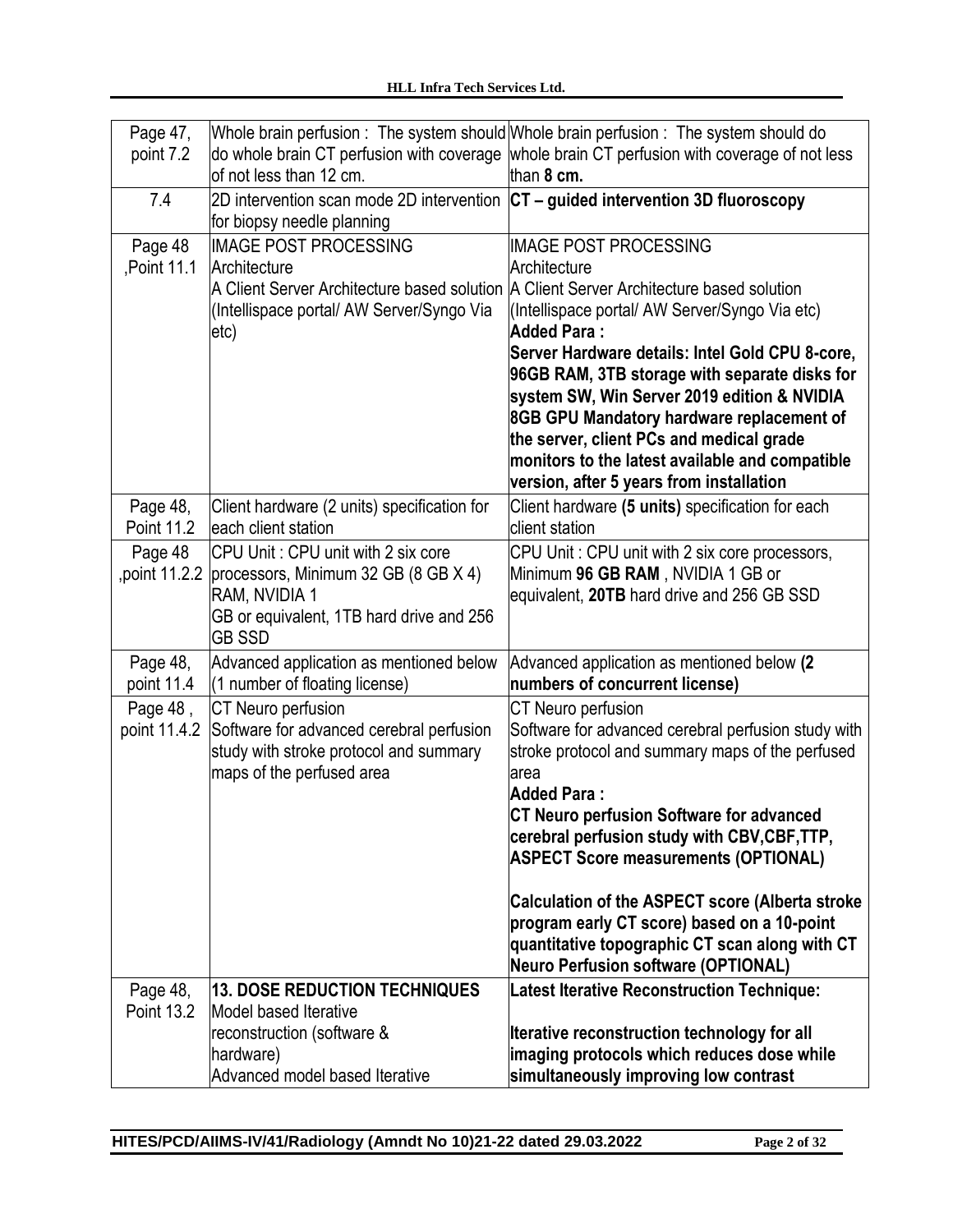| Page 47, point 7.2 | Whole brain perfusion : The system should do whole brain CT perfusion with coverage of not less than 12 cm. | Whole brain perfusion : The system should do whole brain CT perfusion with coverage of not less than **8 cm.** |
|---|---|---|
| 7.4 | 2D intervention scan mode 2D intervention for biopsy needle planning | **CT – guided intervention 3D fluoroscopy** |
| Page 48 ,Point 11.1 | IMAGE POST PROCESSING<br>Architecture<br>A Client Server Architecture based solution (Intellispace portal/ AW Server/Syngo Via etc) | IMAGE POST PROCESSING<br>Architecture<br>A Client Server Architecture based solution (Intellispace portal/ AW Server/Syngo Via etc)<br>**Added Para :**<br>**Server Hardware details: Intel Gold CPU 8-core, 96GB RAM, 3TB storage with separate disks for system SW, Win Server 2019 edition & NVIDIA 8GB GPU Mandatory hardware replacement of the server, client PCs and medical grade monitors to the latest available and compatible version, after 5 years from installation** |
| Page 48, Point 11.2 | Client hardware (2 units) specification for each client station | Client hardware **(5 units)** specification for each client station |
| Page 48 ,point 11.2.2 | CPU Unit : CPU unit with 2 six core processors, Minimum 32 GB (8 GB X 4) RAM, NVIDIA 1 GB or equivalent, 1TB hard drive and 256 GB SSD | CPU Unit : CPU unit with 2 six core processors, Minimum **96 GB RAM** , NVIDIA 1 GB or equivalent, **20TB** hard drive and 256 GB SSD |
| Page 48, point 11.4 | Advanced application as mentioned below (1 number of floating license) | Advanced application as mentioned below **(2 numbers of concurrent license)** |
| Page 48 , point 11.4.2 | CT Neuro perfusion<br>Software for advanced cerebral perfusion study with stroke protocol and summary maps of the perfused area | CT Neuro perfusion<br>Software for advanced cerebral perfusion study with stroke protocol and summary maps of the perfused area<br>**Added Para :**<br>**CT Neuro perfusion Software for advanced cerebral perfusion study with CBV,CBF,TTP, ASPECT Score measurements (OPTIONAL)**<br><br>**Calculation of the ASPECT score (Alberta stroke program early CT score) based on a 10-point quantitative topographic CT scan along with CT Neuro Perfusion software (OPTIONAL)** |
| Page 48, Point 13.2 | **13. DOSE REDUCTION TECHNIQUES**<br>Model based Iterative reconstruction (software & hardware)<br>Advanced model based Iterative | **Latest Iterative Reconstruction Technique:**<br><br>**Iterative reconstruction technology for all imaging protocols which reduces dose while simultaneously improving low contrast** |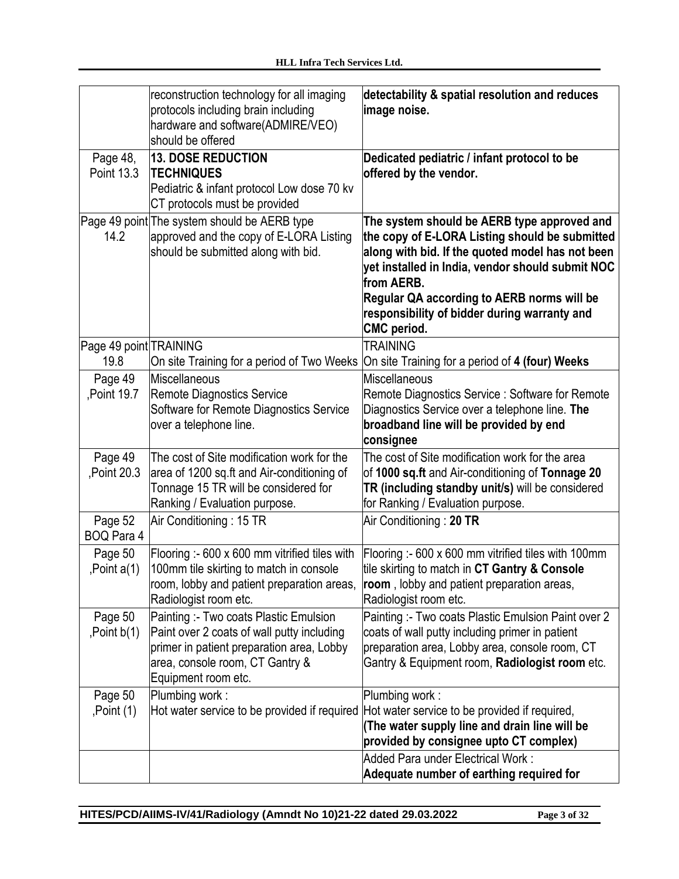| | | |
|---|---|---|
| | reconstruction technology for all imaging protocols including brain including hardware and software(ADMIRE/VEO) should be offered | **detectability & spatial resolution and reduces image noise.** |
| Page 48, Point 13.3 | **13. DOSE REDUCTION TECHNIQUES** Pediatric & infant protocol Low dose 70 kv CT protocols must be provided | **Dedicated pediatric / infant protocol to be offered by the vendor.** |
| Page 49 point 14.2 | The system should be AERB type approved and the copy of E-LORA Listing should be submitted along with bid. | **The system should be AERB type approved and the copy of E-LORA Listing should be submitted along with bid. If the quoted model has not been yet installed in India, vendor should submit NOC from AERB.** **Regular QA according to AERB norms will be responsibility of bidder during warranty and CMC period.** |
| Page 49 point 19.8 | TRAINING On site Training for a period of Two Weeks | TRAINING On site Training for a period of **4 (four) Weeks** |
| Page 49 ,Point 19.7 | Miscellaneous Remote Diagnostics Service Software for Remote Diagnostics Service over a telephone line. | Miscellaneous Remote Diagnostics Service : Software for Remote Diagnostics Service over a telephone line. **The broadband line will be provided by end consignee** |
| Page 49 ,Point 20.3 | The cost of Site modification work for the area of 1200 sq.ft and Air-conditioning of Tonnage 15 TR will be considered for Ranking / Evaluation purpose. | The cost of Site modification work for the area of **1000 sq.ft** and Air-conditioning of **Tonnage 20 TR (including standby unit/s)** will be considered for Ranking / Evaluation purpose. |
| Page 52 BOQ Para 4 | Air Conditioning : 15 TR | Air Conditioning : **20 TR** |
| Page 50 ,Point a(1) | Flooring :- 600 x 600 mm vitrified tiles with 100mm tile skirting to match in console room, lobby and patient preparation areas, Radiologist room etc. | Flooring :- 600 x 600 mm vitrified tiles with 100mm tile skirting to match in **CT Gantry & Console room** , lobby and patient preparation areas, Radiologist room etc. |
| Page 50 ,Point b(1) | Painting :- Two coats Plastic Emulsion Paint over 2 coats of wall putty including primer in patient preparation area, Lobby area, console room, CT Gantry & Equipment room etc. | Painting :- Two coats Plastic Emulsion Paint over 2 coats of wall putty including primer in patient preparation area, Lobby area, console room, CT Gantry & Equipment room, **Radiologist room** etc. |
| Page 50 ,Point (1) | Plumbing work : Hot water service to be provided if required | Plumbing work : Hot water service to be provided if required, **(The water supply line and drain line will be provided by consignee upto CT complex)** |
| | | Added Para under Electrical Work : **Adequate number of earthing required for** |

HITES/PCD/AIIMS-IV/41/Radiology (Amndt No 10)21-22 dated 29.03.2022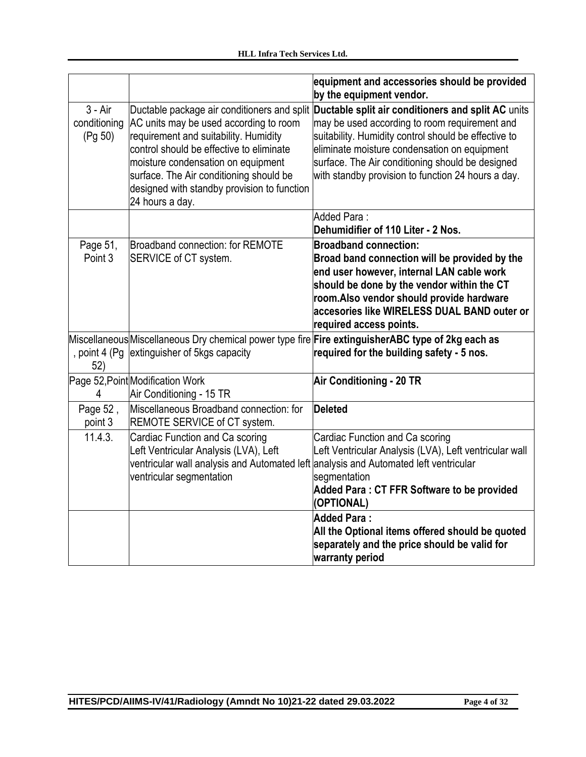| | | |
|---|---|---|
| | | **equipment and accessories should be provided by the equipment vendor.** |
| 3 - Air conditioning (Pg 50) | Ductable package air conditioners and split AC units may be used according to room requirement and suitability. Humidity control should be effective to eliminate moisture condensation on equipment surface. The Air conditioning should be designed with standby provision to function 24 hours a day. | **Ductable split air conditioners and split AC** units may be used according to room requirement and suitability. Humidity control should be effective to eliminate moisture condensation on equipment surface. The Air conditioning should be designed with standby provision to function 24 hours a day. |
| | | Added Para : **Dehumidifier of 110 Liter - 2 Nos.** |
| Page 51, Point 3 | Broadband connection: for REMOTE SERVICE of CT system. | **Broadband connection: Broad band connection will be provided by the end user however, internal LAN cable work should be done by the vendor within the CT room.Also vendor should provide hardware accesories like WIRELESS DUAL BAND outer or required access points.** |
| Miscellaneous, point 4 (Pg 52) | Miscellaneous Dry chemical power type fire extinguisher of 5kgs capacity | **Fire extinguisherABC type of 2kg each as required for the building safety - 5 nos.** |
| Page 52,Point 4 | Modification Work Air Conditioning - 15 TR | **Air Conditioning - 20 TR** |
| Page 52 , point 3 | Miscellaneous Broadband connection: for REMOTE SERVICE of CT system. | **Deleted** |
| 11.4.3. | Cardiac Function and Ca scoring Left Ventricular Analysis (LVA), Left ventricular wall analysis and Automated left ventricular segmentation | Cardiac Function and Ca scoring Left Ventricular Analysis (LVA), Left ventricular wall analysis and Automated left ventricular segmentation **Added Para : CT FFR Software to be provided (OPTIONAL)** |
| | | **Added Para : All the Optional items offered should be quoted separately and the price should be valid for warranty period** |

HITES/PCD/AIIMS-IV/41/Radiology (Amndt No 10)21-22 dated 29.03.2022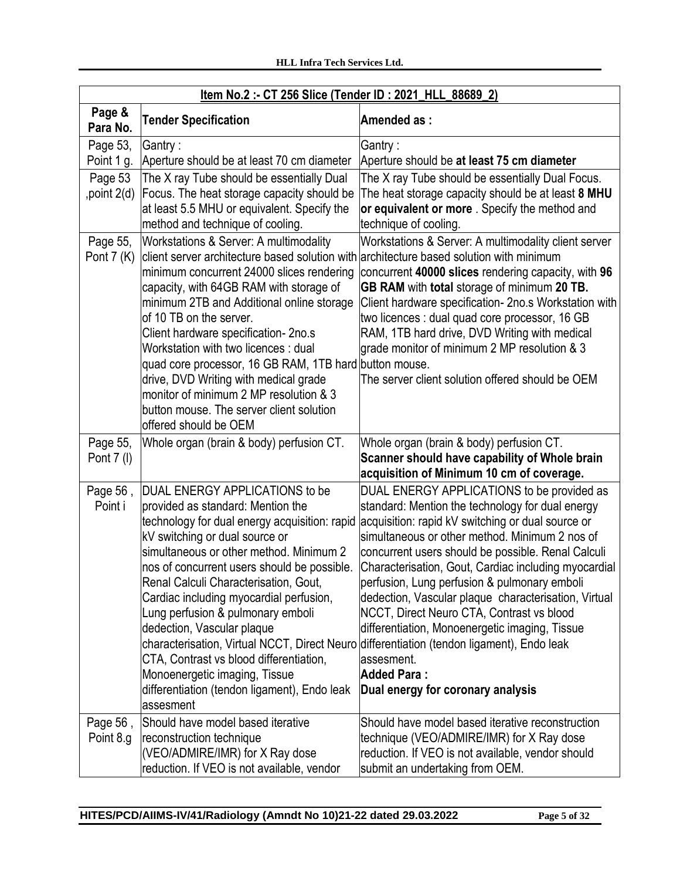| **Item No.2 :- CT 256 Slice (Tender ID : 2021_HLL_88689_2)** | | |
|---|---|---|
| **Page & Para No.** | **Tender Specification** | **Amended as :** |
| Page 53, Point 1 g. | Gantry : Aperture should be at least 70 cm diameter | Gantry : Aperture should be **at least 75 cm diameter** |
| Page 53 ,point 2(d) | The X ray Tube should be essentially Dual Focus. The heat storage capacity should be at least 5.5 MHU or equivalent. Specify the method and technique of cooling. | The X ray Tube should be essentially Dual Focus. The heat storage capacity should be at least **8 MHU or equivalent or more** . Specify the method and technique of cooling. |
| Page 55, Pont 7 (K) | Workstations & Server: A multimodality client server architecture based solution with minimum concurrent 24000 slices rendering capacity, with 64GB RAM with storage of minimum 2TB and Additional online storage of 10 TB on the server. Client hardware specification- 2no.s Workstation with two licences : dual quad core processor, 16 GB RAM, 1TB hard drive, DVD Writing with medical grade monitor of minimum 2 MP resolution & 3 button mouse. The server client solution offered should be OEM | Workstations & Server: A multimodality client server architecture based solution with minimum concurrent **40000 slices** rendering capacity, with **96 GB RAM** with **total** storage of minimum **20 TB.** Client hardware specification- 2no.s Workstation with two licences : dual quad core processor, 16 GB RAM, 1TB hard drive, DVD Writing with medical grade monitor of minimum 2 MP resolution & 3 button mouse. The server client solution offered should be OEM |
| Page 55, Pont 7 (l) | Whole organ (brain & body) perfusion CT. | Whole organ (brain & body) perfusion CT. **Scanner should have capability of Whole brain acquisition of Minimum 10 cm of coverage.** |
| Page 56 , Point i | DUAL ENERGY APPLICATIONS to be provided as standard: Mention the technology for dual energy acquisition: rapid kV switching or dual source or simultaneous or other method. Minimum 2 nos of concurrent users should be possible. Renal Calculi Characterisation, Gout, Cardiac including myocardial perfusion, Lung perfusion & pulmonary emboli dedection, Vascular plaque characterisation, Virtual NCCT, Direct Neuro CTA, Contrast vs blood differentiation, Monoenergetic imaging, Tissue differentiation (tendon ligament), Endo leak assesment | DUAL ENERGY APPLICATIONS to be provided as standard: Mention the technology for dual energy acquisition: rapid kV switching or dual source or simultaneous or other method. Minimum 2 nos of concurrent users should be possible. Renal Calculi Characterisation, Gout, Cardiac including myocardial perfusion, Lung perfusion & pulmonary emboli dedection, Vascular plaque characterisation, Virtual NCCT, Direct Neuro CTA, Contrast vs blood differentiation, Monoenergetic imaging, Tissue differentiation (tendon ligament), Endo leak assesment. **Added Para : Dual energy for coronary analysis** |
| Page 56 , Point 8.g | Should have model based iterative reconstruction technique (VEO/ADMIRE/IMR) for X Ray dose reduction. If VEO is not available, vendor | Should have model based iterative reconstruction technique (VEO/ADMIRE/IMR) for X Ray dose reduction. If VEO is not available, vendor should submit an undertaking from OEM. |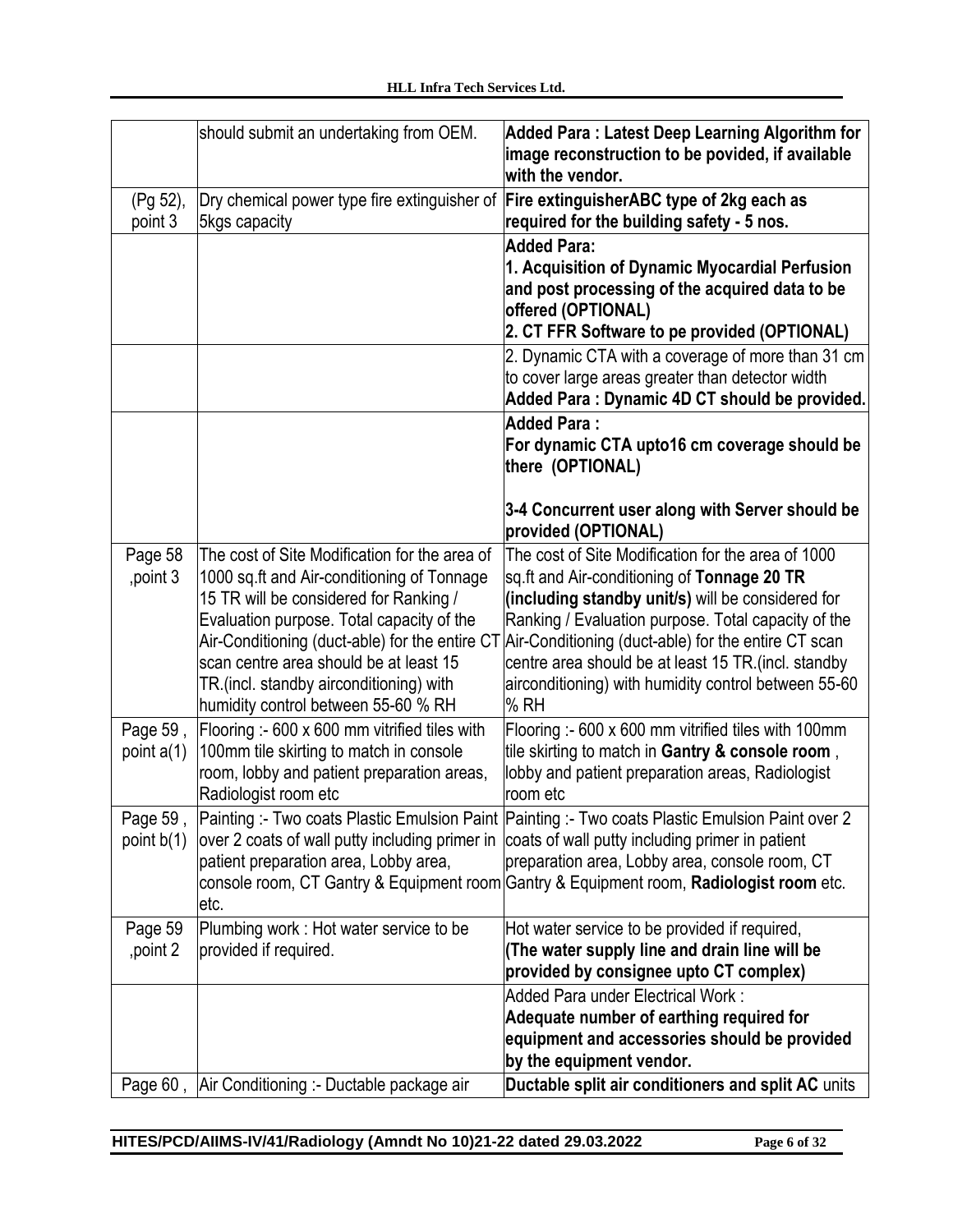| | | |
|---|---|---|
| | should submit an undertaking from OEM. | **Added Para : Latest Deep Learning Algorithm for image reconstruction to be povided, if available with the vendor.** |
| (Pg 52), point 3 | Dry chemical power type fire extinguisher of 5kgs capacity | **Fire extinguisherABC type of 2kg each as required for the building safety - 5 nos.** |
| | | **Added Para:** **1. Acquisition of Dynamic Myocardial Perfusion and post processing of the acquired data to be offered (OPTIONAL)** **2. CT FFR Software to pe provided (OPTIONAL)** |
| | | 2. Dynamic CTA with a coverage of more than 31 cm to cover large areas greater than detector width **Added Para : Dynamic 4D CT should be provided.** |
| | | **Added Para :** **For dynamic CTA upto16 cm coverage should be there (OPTIONAL)** **3-4 Concurrent user along with Server should be provided (OPTIONAL)** |
| Page 58 ,point 3 | The cost of Site Modification for the area of 1000 sq.ft and Air-conditioning of Tonnage 15 TR will be considered for Ranking / Evaluation purpose. Total capacity of the Air-Conditioning (duct-able) for the entire CT scan centre area should be at least 15 TR.(incl. standby airconditioning) with humidity control between 55-60 % RH | The cost of Site Modification for the area of 1000 sq.ft and Air-conditioning of **Tonnage 20 TR (including standby unit/s)** will be considered for Ranking / Evaluation purpose. Total capacity of the Air-Conditioning (duct-able) for the entire CT scan centre area should be at least 15 TR.(incl. standby airconditioning) with humidity control between 55-60 % RH |
| Page 59 , point a(1) | Flooring :- 600 x 600 mm vitrified tiles with 100mm tile skirting to match in console room, lobby and patient preparation areas, Radiologist room etc | Flooring :- 600 x 600 mm vitrified tiles with 100mm tile skirting to match in **Gantry & console room** , lobby and patient preparation areas, Radiologist room etc |
| Page 59 , point b(1) | Painting :- Two coats Plastic Emulsion Paint over 2 coats of wall putty including primer in patient preparation area, Lobby area, console room, CT Gantry & Equipment room etc. | Painting :- Two coats Plastic Emulsion Paint over 2 coats of wall putty including primer in patient preparation area, Lobby area, console room, CT Gantry & Equipment room, **Radiologist room** etc. |
| Page 59 ,point 2 | Plumbing work : Hot water service to be provided if required. | Hot water service to be provided if required, **(The water supply line and drain line will be provided by consignee upto CT complex)** |
| | | Added Para under Electrical Work : **Adequate number of earthing required for equipment and accessories should be provided by the equipment vendor.** |
| Page 60 , | Air Conditioning :- Ductable package air | **Ductable split air conditioners and split AC** units |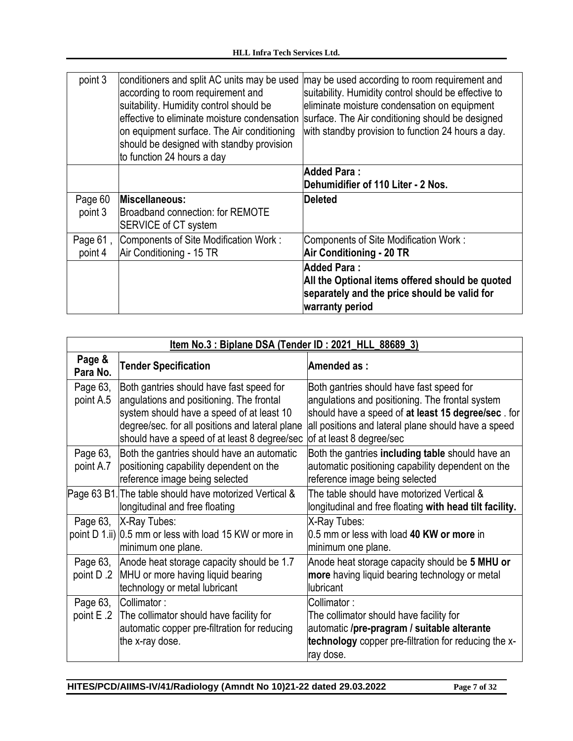| point 3 | conditioners and split AC units may be used according to room requirement and suitability. Humidity control should be effective to eliminate moisture condensation on equipment surface. The Air conditioning should be designed with standby provision to function 24 hours a day | may be used according to room requirement and suitability. Humidity control should be effective to eliminate moisture condensation on equipment surface. The Air conditioning should be designed with standby provision to function 24 hours a day. |
|---|---|---|
| | | **Added Para :** **Dehumidifier of 110 Liter - 2 Nos.** |
| Page 60 point 3 | **Miscellaneous:** Broadband connection: for REMOTE SERVICE of CT system | **Deleted** |
| Page 61 , point 4 | Components of Site Modification Work : Air Conditioning - 15 TR | Components of Site Modification Work : **Air Conditioning - 20 TR** |
| | | **Added Para :** **All the Optional items offered should be quoted separately and the price should be valid for warranty period** |

| **Item No.3 : Biplane DSA (Tender ID : 2021_HLL_88689_3)** | | |
|---|---|---|
| **Page & Para No.** | **Tender Specification** | **Amended as :** |
| Page 63, point A.5 | Both gantries should have fast speed for angulations and positioning. The frontal system should have a speed of at least 10 degree/sec. for all positions and lateral plane should have a speed of at least 8 degree/sec | Both gantries should have fast speed for angulations and positioning. The frontal system should have a speed of **at least 15 degree/sec** . for all positions and lateral plane should have a speed of at least 8 degree/sec |
| Page 63, point A.7 | Both the gantries should have an automatic positioning capability dependent on the reference image being selected | Both the gantries **including table** should have an automatic positioning capability dependent on the reference image being selected |
| Page 63 B1. | The table should have motorized Vertical & longitudinal and free floating | The table should have motorized Vertical & longitudinal and free floating **with head tilt facility.** |
| Page 63, point D 1.ii) | X-Ray Tubes: 0.5 mm or less with load 15 KW or more in minimum one plane. | X-Ray Tubes: 0.5 mm or less with load **40 KW or more** in minimum one plane. |
| Page 63, point D .2 | Anode heat storage capacity should be 1.7 MHU or more having liquid bearing technology or metal lubricant | Anode heat storage capacity should be **5 MHU or more** having liquid bearing technology or metal lubricant |
| Page 63, point E .2 | Collimator : The collimator should have facility for automatic copper pre-filtration for reducing the x-ray dose. | Collimator : The collimator should have facility for automatic **/pre-pragram / suitable alterante technology** copper pre-filtration for reducing the x-ray dose. |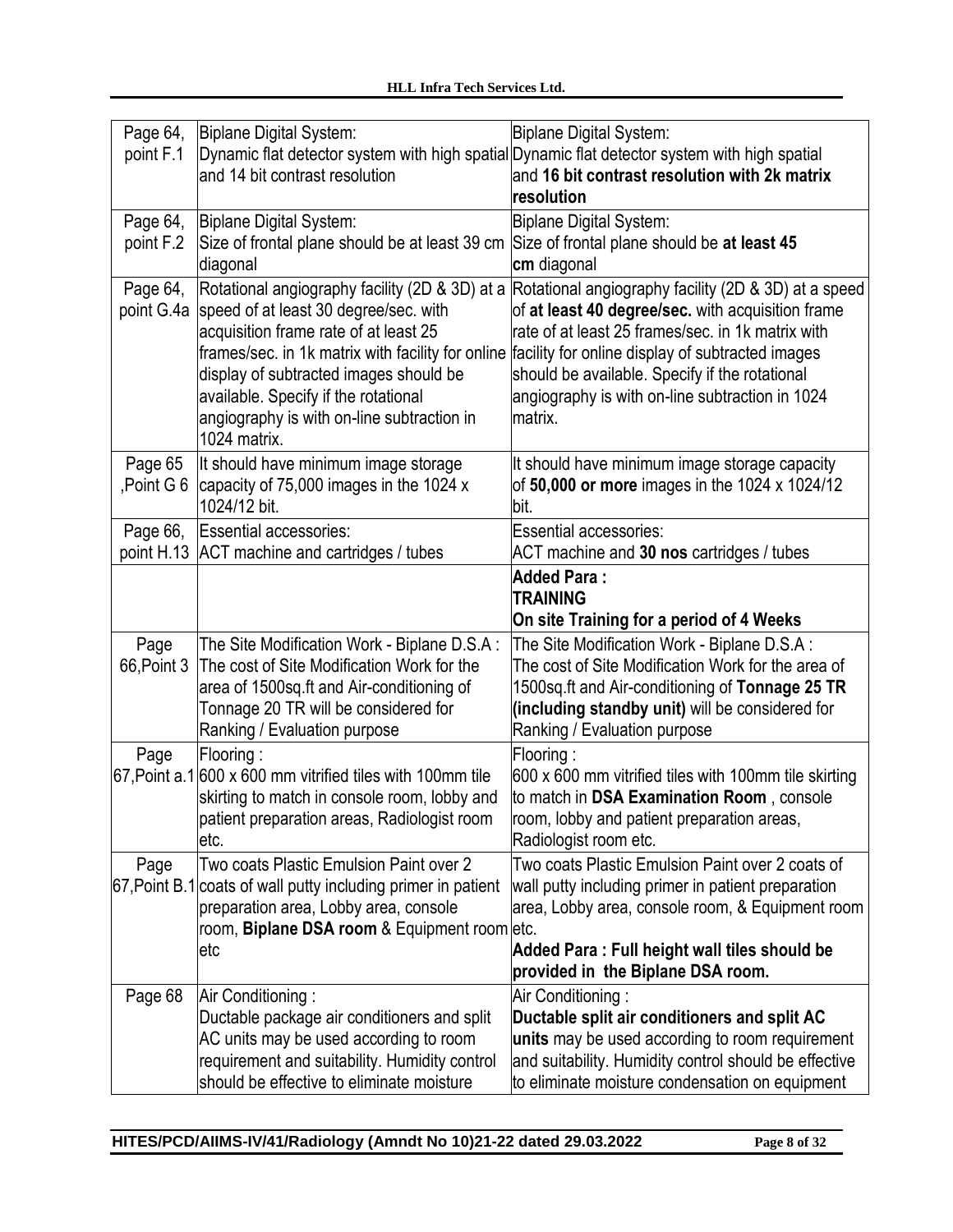| Page 64, point F.1 | Biplane Digital System:<br>Dynamic flat detector system with high spatial and 14 bit contrast resolution | Biplane Digital System:<br>Dynamic flat detector system with high spatial and **16 bit contrast resolution with 2k matrix resolution** |
|---|---|---|
| Page 64, point F.2 | Biplane Digital System:<br>Size of frontal plane should be at least 39 cm diagonal | Biplane Digital System:<br>Size of frontal plane should be **at least 45 cm** diagonal |
| Page 64, point G.4a | Rotational angiography facility (2D & 3D) at a speed of at least 30 degree/sec. with acquisition frame rate of at least 25 frames/sec. in 1k matrix with facility for online display of subtracted images should be available. Specify if the rotational angiography is with on-line subtraction in 1024 matrix. | Rotational angiography facility (2D & 3D) at a speed of **at least 40 degree/sec.** with acquisition frame rate of at least 25 frames/sec. in 1k matrix with facility for online display of subtracted images should be available. Specify if the rotational angiography is with on-line subtraction in 1024 matrix. |
| Page 65 ,Point G 6 | It should have minimum image storage capacity of 75,000 images in the 1024 x 1024/12 bit. | It should have minimum image storage capacity of **50,000 or more** images in the 1024 x 1024/12 bit. |
| Page 66, point H.13 | Essential accessories:<br>ACT machine and cartridges / tubes | Essential accessories:<br>ACT machine and **30 nos** cartridges / tubes |
| | | **Added Para :**<br>**TRAINING**<br>**On site Training for a period of 4 Weeks** |
| Page 66,Point 3 | The Site Modification Work - Biplane D.S.A :<br>The cost of Site Modification Work for the area of 1500sq.ft and Air-conditioning of Tonnage 20 TR will be considered for Ranking / Evaluation purpose | The Site Modification Work - Biplane D.S.A :<br>The cost of Site Modification Work for the area of 1500sq.ft and Air-conditioning of **Tonnage 25 TR (including standby unit)** will be considered for Ranking / Evaluation purpose |
| Page 67,Point a.1 | Flooring :<br>600 x 600 mm vitrified tiles with 100mm tile skirting to match in console room, lobby and patient preparation areas, Radiologist room etc. | Flooring :<br>600 x 600 mm vitrified tiles with 100mm tile skirting to match in **DSA Examination Room** , console room, lobby and patient preparation areas, Radiologist room etc. |
| Page 67,Point B.1 | Two coats Plastic Emulsion Paint over 2 coats of wall putty including primer in patient preparation area, Lobby area, console room, **Biplane DSA room** & Equipment room etc | Two coats Plastic Emulsion Paint over 2 coats of wall putty including primer in patient preparation area, Lobby area, console room, & Equipment room etc.<br>**Added Para : Full height wall tiles should be provided in the Biplane DSA room.** |
| Page 68 | Air Conditioning :<br>Ductable package air conditioners and split AC units may be used according to room requirement and suitability. Humidity control should be effective to eliminate moisture | Air Conditioning :<br>**Ductable split air conditioners and split AC units** may be used according to room requirement and suitability. Humidity control should be effective to eliminate moisture condensation on equipment |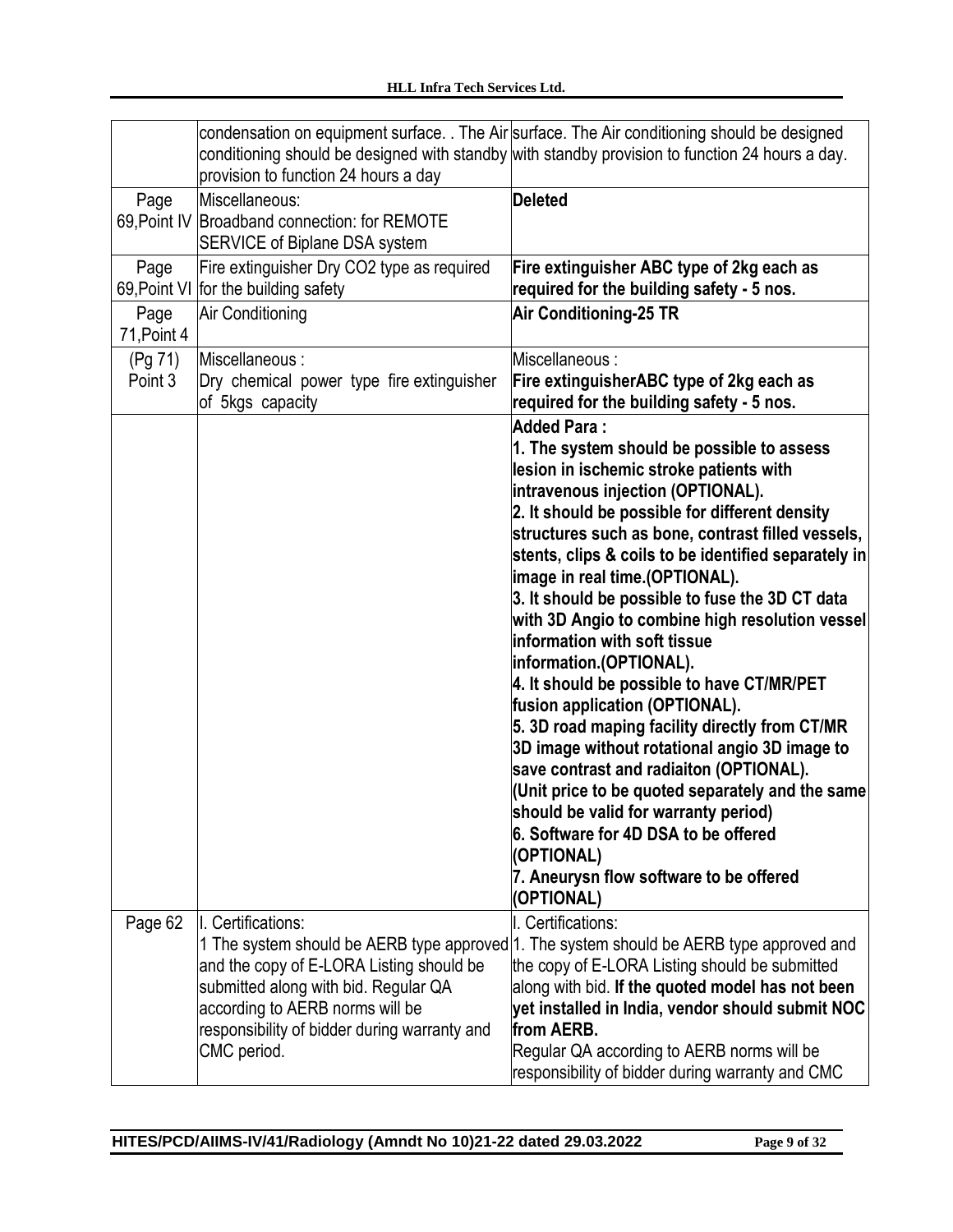| | | |
|---|---|---|
| | condensation on equipment surface. . The Air conditioning should be designed with standby provision to function 24 hours a day | surface. The Air conditioning should be designed with standby provision to function 24 hours a day. |
| Page 69,Point IV | Miscellaneous: Broadband connection: for REMOTE SERVICE of Biplane DSA system | **Deleted** |
| Page 69,Point VI | Fire extinguisher Dry CO2 type as required for the building safety | **Fire extinguisher ABC type of 2kg each as required for the building safety - 5 nos.** |
| Page 71,Point 4 | Air Conditioning | **Air Conditioning-25 TR** |
| (Pg 71) Point 3 | Miscellaneous : Dry chemical power type fire extinguisher of 5kgs capacity | Miscellaneous : **Fire extinguisherABC type of 2kg each as required for the building safety - 5 nos.** |
| | | **Added Para :**<br>**1. The system should be possible to assess lesion in ischemic stroke patients with intravenous injection (OPTIONAL).**<br>**2. It should be possible for different density structures such as bone, contrast filled vessels, stents, clips & coils to be identified separately in image in real time.(OPTIONAL).**<br>**3. It should be possible to fuse the 3D CT data with 3D Angio to combine high resolution vessel information with soft tissue information.(OPTIONAL).**<br>**4. It should be possible to have CT/MR/PET fusion application (OPTIONAL).**<br>**5. 3D road maping facility directly from CT/MR 3D image without rotational angio 3D image to save contrast and radiaiton (OPTIONAL).**<br>**(Unit price to be quoted separately and the same should be valid for warranty period)**<br>**6. Software for 4D DSA to be offered (OPTIONAL)**<br>**7. Aneurysn flow software to be offered (OPTIONAL)** |
| Page 62 | I. Certifications:<br>1 The system should be AERB type approved and the copy of E-LORA Listing should be submitted along with bid. Regular QA according to AERB norms will be responsibility of bidder during warranty and CMC period. | I. Certifications:<br>1. The system should be AERB type approved and the copy of E-LORA Listing should be submitted along with bid. **If the quoted model has not been yet installed in India, vendor should submit NOC from AERB.**<br>Regular QA according to AERB norms will be responsibility of bidder during warranty and CMC |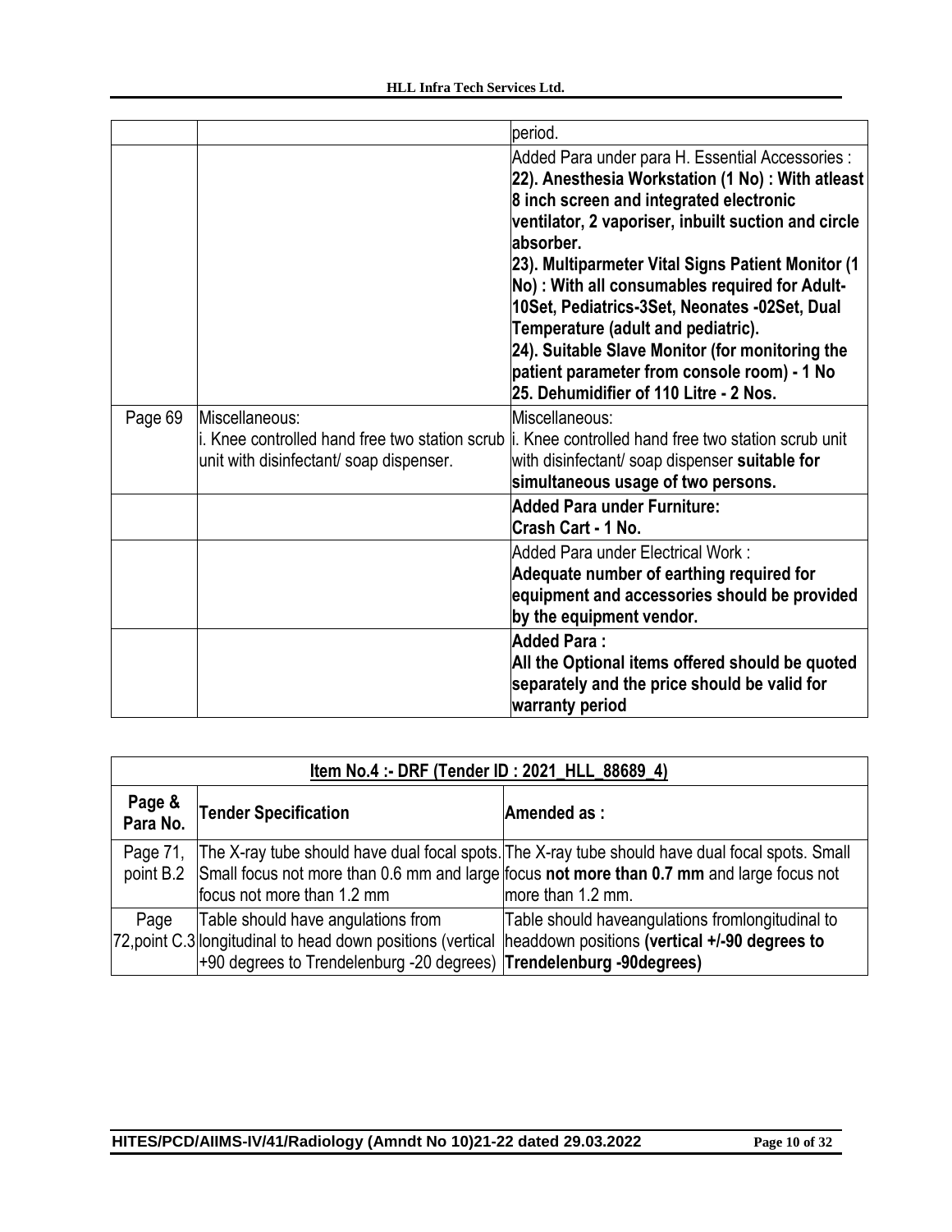|  |  | period. |
|---|---|---|
|  |  | Added Para under para H. Essential Accessories : **22). Anesthesia Workstation (1 No) : With atleast 8 inch screen and integrated electronic ventilator, 2 vaporiser, inbuilt suction and circle absorber.** **23). Multiparmeter Vital Signs Patient Monitor (1 No) : With all consumables required for Adult-10Set, Pediatrics-3Set, Neonates -02Set, Dual Temperature (adult and pediatric).** **24). Suitable Slave Monitor (for monitoring the patient parameter from console room) - 1 No** **25. Dehumidifier of 110 Litre - 2 Nos.** |
| Page 69 | Miscellaneous: i. Knee controlled hand free two station scrub unit with disinfectant/ soap dispenser. | Miscellaneous: i. Knee controlled hand free two station scrub unit with disinfectant/ soap dispenser **suitable for simultaneous usage of two persons.** |
|  |  | **Added Para under Furniture: Crash Cart - 1 No.** |
|  |  | Added Para under Electrical Work : **Adequate number of earthing required for equipment and accessories should be provided by the equipment vendor.** |
|  |  | **Added Para : All the Optional items offered should be quoted separately and the price should be valid for warranty period** |

| **Item No.4 :- DRF (Tender ID : 2021_HLL_88689_4)** | | |
|---|---|---|
| **Page & Para No.** | **Tender Specification** | **Amended as :** |
| Page 71, point B.2 | The X-ray tube should have dual focal spots. Small focus not more than 0.6 mm and large focus not more than 1.2 mm | The X-ray tube should have dual focal spots. Small focus **not more than 0.7 mm** and large focus not more than 1.2 mm. |
| Page 72,point C.3 | Table should have angulations from longitudinal to head down positions (vertical +90 degrees to Trendelenburg -20 degrees) | Table should haveangulations fromlongitudinal to headdown positions **(vertical +/-90 degrees to Trendelenburg -90degrees)** |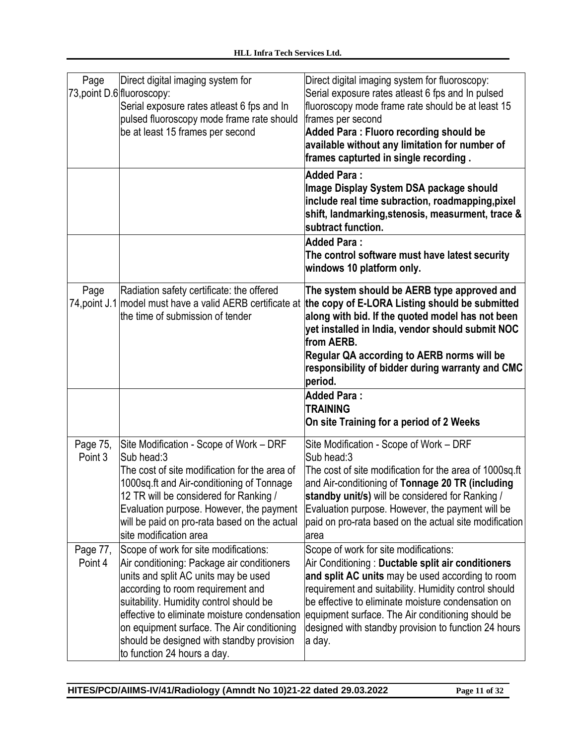| Page | | |
|---|---|---|
| Page 73,point D.6 | Direct digital imaging system for fluoroscopy:<br>Serial exposure rates atleast 6 fps and In pulsed fluoroscopy mode frame rate should be at least 15 frames per second | Direct digital imaging system for fluoroscopy:<br>Serial exposure rates atleast 6 fps and In pulsed fluoroscopy mode frame rate should be at least 15 frames per second<br>**Added Para : Fluoro recording should be available without any limitation for number of frames capturted in single recording .** |
| | | **Added Para :**<br>**Image Display System DSA package should include real time subraction, roadmapping,pixel shift, landmarking,stenosis, measurment, trace & subtract function.** |
| | | **Added Para :**<br>**The control software must have latest security windows 10 platform only.** |
| Page 74,point J.1 | Radiation safety certificate: the offered model must have a valid AERB certificate at the time of submission of tender | **The system should be AERB type approved and the copy of E-LORA Listing should be submitted along with bid. If the quoted model has not been yet installed in India, vendor should submit NOC from AERB.**<br>**Regular QA according to AERB norms will be responsibility of bidder during warranty and CMC period.** |
| | | **Added Para :**<br>**TRAINING**<br>**On site Training for a period of 2 Weeks** |
| Page 75, Point 3 | Site Modification - Scope of Work – DRF Sub head:3<br>The cost of site modification for the area of 1000sq.ft and Air-conditioning of Tonnage 12 TR will be considered for Ranking / Evaluation purpose. However, the payment will be paid on pro-rata based on the actual site modification area | Site Modification - Scope of Work – DRF Sub head:3<br>The cost of site modification for the area of 1000sq.ft and Air-conditioning of **Tonnage 20 TR (including standby unit/s)** will be considered for Ranking / Evaluation purpose. However, the payment will be paid on pro-rata based on the actual site modification area |
| Page 77, Point 4 | Scope of work for site modifications:<br>Air conditioning: Package air conditioners units and split AC units may be used according to room requirement and suitability. Humidity control should be effective to eliminate moisture condensation on equipment surface. The Air conditioning should be designed with standby provision to function 24 hours a day. | Scope of work for site modifications:<br>Air Conditioning : **Ductable split air conditioners and split AC units** may be used according to room requirement and suitability. Humidity control should be effective to eliminate moisture condensation on equipment surface. The Air conditioning should be designed with standby provision to function 24 hours a day. |

HITES/PCD/AIIMS-IV/41/Radiology (Amndt No 10)21-22 dated 29.03.2022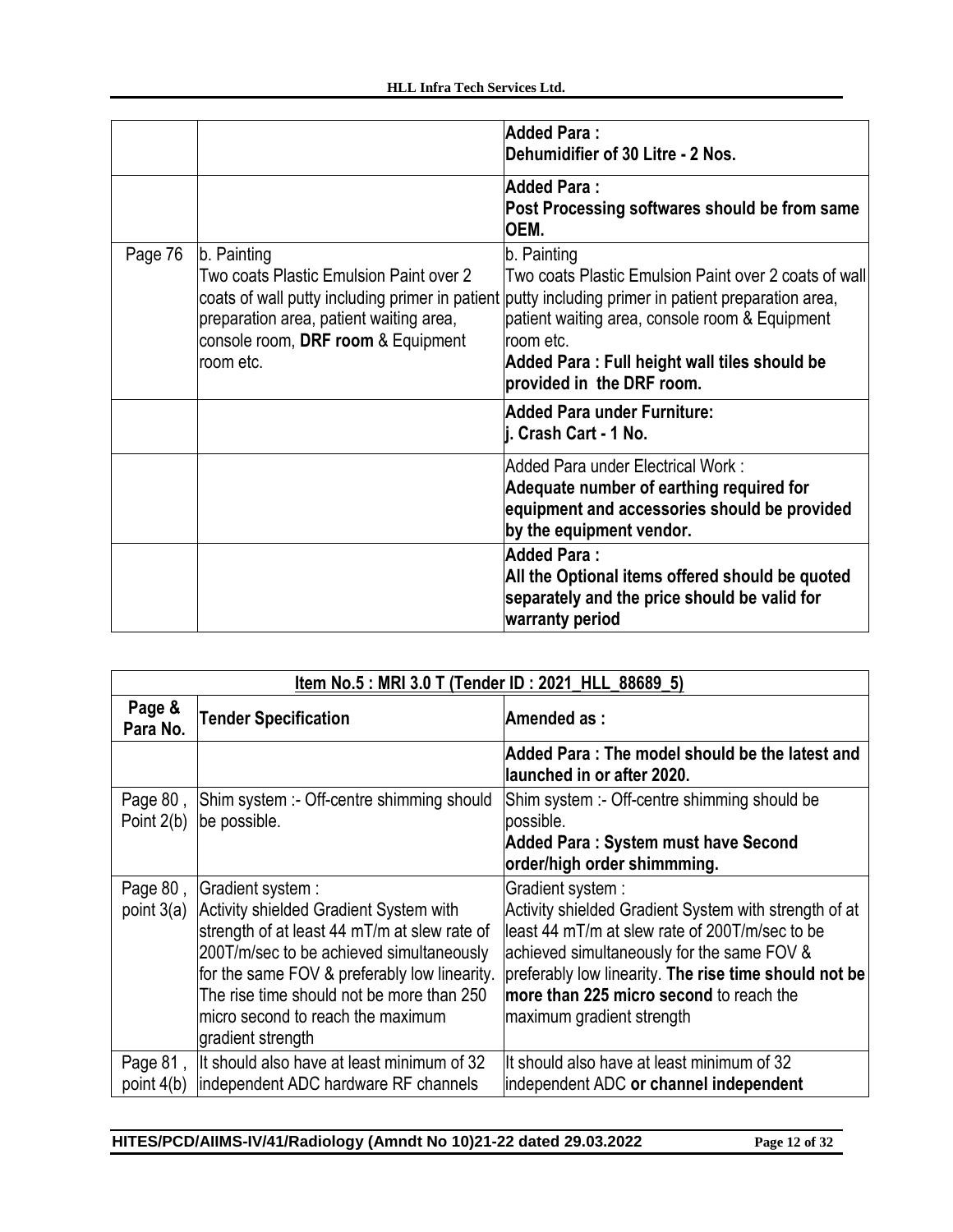| | | |
|---|---|---|
| | | **Added Para :**<br>**Dehumidifier of 30 Litre - 2 Nos.** |
| | | **Added Para :**<br>**Post Processing softwares should be from same OEM.** |
| Page 76 | b. Painting<br>Two coats Plastic Emulsion Paint over 2 coats of wall putty including primer in patient preparation area, patient waiting area, console room, **DRF room** & Equipment room etc. | b. Painting<br>Two coats Plastic Emulsion Paint over 2 coats of wall putty including primer in patient preparation area, patient waiting area, console room & Equipment room etc.<br>**Added Para : Full height wall tiles should be provided in the DRF room.** |
| | | **Added Para under Furniture:**<br>**j. Crash Cart - 1 No.** |
| | | Added Para under Electrical Work :<br>**Adequate number of earthing required for equipment and accessories should be provided by the equipment vendor.** |
| | | **Added Para :**<br>**All the Optional items offered should be quoted separately and the price should be valid for warranty period** |

| **Item No.5 : MRI 3.0 T (Tender ID : 2021_HLL_88689_5)** | | |
|---|---|---|
| **Page & Para No.** | **Tender Specification** | **Amended as :** |
| | | **Added Para : The model should be the latest and launched in or after 2020.** |
| Page 80 , Point 2(b) | Shim system :- Off-centre shimming should be possible. | Shim system :- Off-centre shimming should be possible.<br>**Added Para : System must have Second order/high order shimmming.** |
| Page 80 , point 3(a) | Gradient system :<br>Activity shielded Gradient System with strength of at least 44 mT/m at slew rate of 200T/m/sec to be achieved simultaneously for the same FOV & preferably low linearity. The rise time should not be more than 250 micro second to reach the maximum gradient strength | Gradient system :<br>Activity shielded Gradient System with strength of at least 44 mT/m at slew rate of 200T/m/sec to be achieved simultaneously for the same FOV & preferably low linearity. **The rise time should not be more than 225 micro second** to reach the maximum gradient strength |
| Page 81 , point 4(b) | It should also have at least minimum of 32 independent ADC hardware RF channels | It should also have at least minimum of 32 independent ADC **or channel independent** |

HITES/PCD/AIIMS-IV/41/Radiology (Amndt No 10)21-22 dated 29.03.2022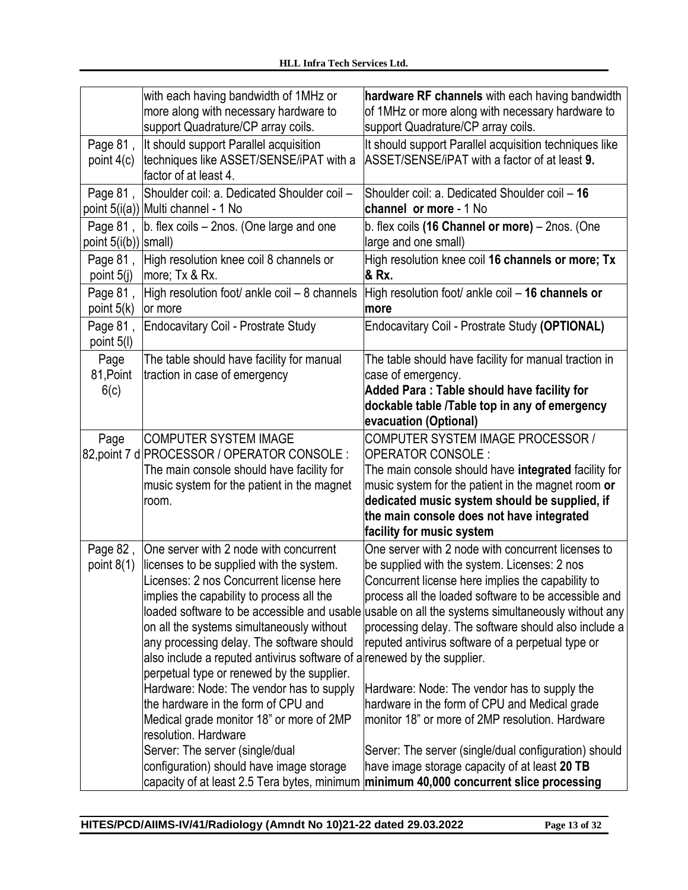| | | |
|---|---|---|
| | with each having bandwidth of 1MHz or more along with necessary hardware to support Quadrature/CP array coils. | **hardware RF channels** with each having bandwidth of 1MHz or more along with necessary hardware to support Quadrature/CP array coils. |
| Page 81 , point 4(c) | It should support Parallel acquisition techniques like ASSET/SENSE/iPAT with a factor of at least 4. | It should support Parallel acquisition techniques like ASSET/SENSE/iPAT with a factor of at least **9.** |
| Page 81 , point 5(i(a)) | Shoulder coil: a. Dedicated Shoulder coil – Multi channel - 1 No | Shoulder coil: a. Dedicated Shoulder coil – **16 channel or more** - 1 No |
| Page 81 , point 5(i(b)) | b. flex coils – 2nos. (One large and one small) | b. flex coils **(16 Channel or more)** – 2nos. (One large and one small) |
| Page 81 , point 5(j) | High resolution knee coil 8 channels or more; Tx & Rx. | High resolution knee coil **16 channels or more; Tx & Rx.** |
| Page 81 , point 5(k) | High resolution foot/ ankle coil – 8 channels or more | High resolution foot/ ankle coil – **16 channels or more** |
| Page 81 , point 5(l) | Endocavitary Coil - Prostrate Study | Endocavitary Coil - Prostrate Study **(OPTIONAL)** |
| Page 81,Point 6(c) | The table should have facility for manual traction in case of emergency | The table should have facility for manual traction in case of emergency.<br>**Added Para : Table should have facility for dockable table /Table top in any of emergency evacuation (Optional)** |
| Page 82,point 7 d | COMPUTER SYSTEM IMAGE PROCESSOR / OPERATOR CONSOLE :<br>The main console should have facility for music system for the patient in the magnet room. | COMPUTER SYSTEM IMAGE PROCESSOR / OPERATOR CONSOLE :<br>The main console should have **integrated** facility for music system for the patient in the magnet room **or dedicated music system should be supplied, if the main console does not have integrated facility for music system** |
| Page 82 , point 8(1) | One server with 2 node with concurrent licenses to be supplied with the system. Licenses: 2 nos Concurrent license here implies the capability to process all the loaded software to be accessible and usable on all the systems simultaneously without any processing delay. The software should also include a reputed antivirus software of a perpetual type or renewed by the supplier.<br>Hardware: Node: The vendor has to supply the hardware in the form of CPU and Medical grade monitor 18" or more of 2MP resolution. Hardware<br>Server: The server (single/dual configuration) should have image storage capacity of at least 2.5 Tera bytes, minimum | One server with 2 node with concurrent licenses to be supplied with the system. Licenses: 2 nos Concurrent license here implies the capability to process all the loaded software to be accessible and usable on all the systems simultaneously without any processing delay. The software should also include a reputed antivirus software of a perpetual type or renewed by the supplier.<br><br>Hardware: Node: The vendor has to supply the hardware in the form of CPU and Medical grade monitor 18" or more of 2MP resolution. Hardware<br><br>Server: The server (single/dual configuration) should have image storage capacity of at least **20 TB minimum 40,000 concurrent slice processing** |

HITES/PCD/AIIMS-IV/41/Radiology (Amndt No 10)21-22 dated 29.03.2022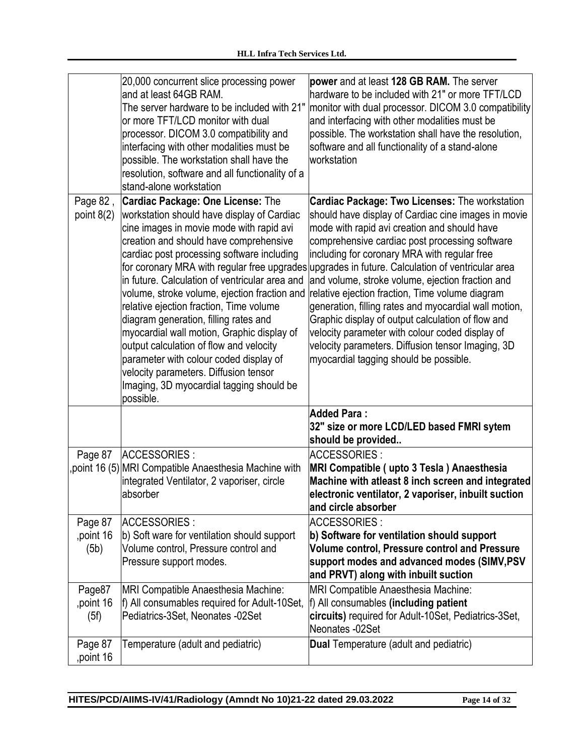| | | |
|---|---|---|
| | 20,000 concurrent slice processing power and at least 64GB RAM. The server hardware to be included with 21" or more TFT/LCD monitor with dual processor. DICOM 3.0 compatibility and interfacing with other modalities must be possible. The workstation shall have the resolution, software and all functionality of a stand-alone workstation | **power** and at least **128 GB RAM.** The server hardware to be included with 21" or more TFT/LCD monitor with dual processor. DICOM 3.0 compatibility and interfacing with other modalities must be possible. The workstation shall have the resolution, software and all functionality of a stand-alone workstation |
| Page 82 , point 8(2) | **Cardiac Package: One License:** The workstation should have display of Cardiac cine images in movie mode with rapid avi creation and should have comprehensive cardiac post processing software including for coronary MRA with regular free upgrades in future. Calculation of ventricular area and volume, stroke volume, ejection fraction and relative ejection fraction, Time volume diagram generation, filling rates and myocardial wall motion, Graphic display of output calculation of flow and velocity parameter with colour coded display of velocity parameters. Diffusion tensor Imaging, 3D myocardial tagging should be possible. | **Cardiac Package: Two Licenses:** The workstation should have display of Cardiac cine images in movie mode with rapid avi creation and should have comprehensive cardiac post processing software including for coronary MRA with regular free upgrades in future. Calculation of ventricular area and volume, stroke volume, ejection fraction and relative ejection fraction, Time volume diagram generation, filling rates and myocardial wall motion, Graphic display of output calculation of flow and velocity parameter with colour coded display of velocity parameters. Diffusion tensor Imaging, 3D myocardial tagging should be possible. |
| | | **Added Para :** **32" size or more LCD/LED based FMRI sytem should be provided..** |
| Page 87 ,point 16 (5) | ACCESSORIES : MRI Compatible Anaesthesia Machine with integrated Ventilator, 2 vaporiser, circle absorber | ACCESSORIES : **MRI Compatible ( upto 3 Tesla ) Anaesthesia Machine with atleast 8 inch screen and integrated electronic ventilator, 2 vaporiser, inbuilt suction and circle absorber** |
| Page 87 ,point 16 (5b) | ACCESSORIES : b) Soft ware for ventilation should support Volume control, Pressure control and Pressure support modes. | ACCESSORIES : **b) Software for ventilation should support Volume control, Pressure control and Pressure support modes and advanced modes (SIMV,PSV and PRVT) along with inbuilt suction** |
| Page87 ,point 16 (5f) | MRI Compatible Anaesthesia Machine: f) All consumables required for Adult-10Set, Pediatrics-3Set, Neonates -02Set | MRI Compatible Anaesthesia Machine: f) All consumables **(including patient circuits)** required for Adult-10Set, Pediatrics-3Set, Neonates -02Set |
| Page 87 ,point 16 | Temperature (adult and pediatric) | **Dual** Temperature (adult and pediatric) |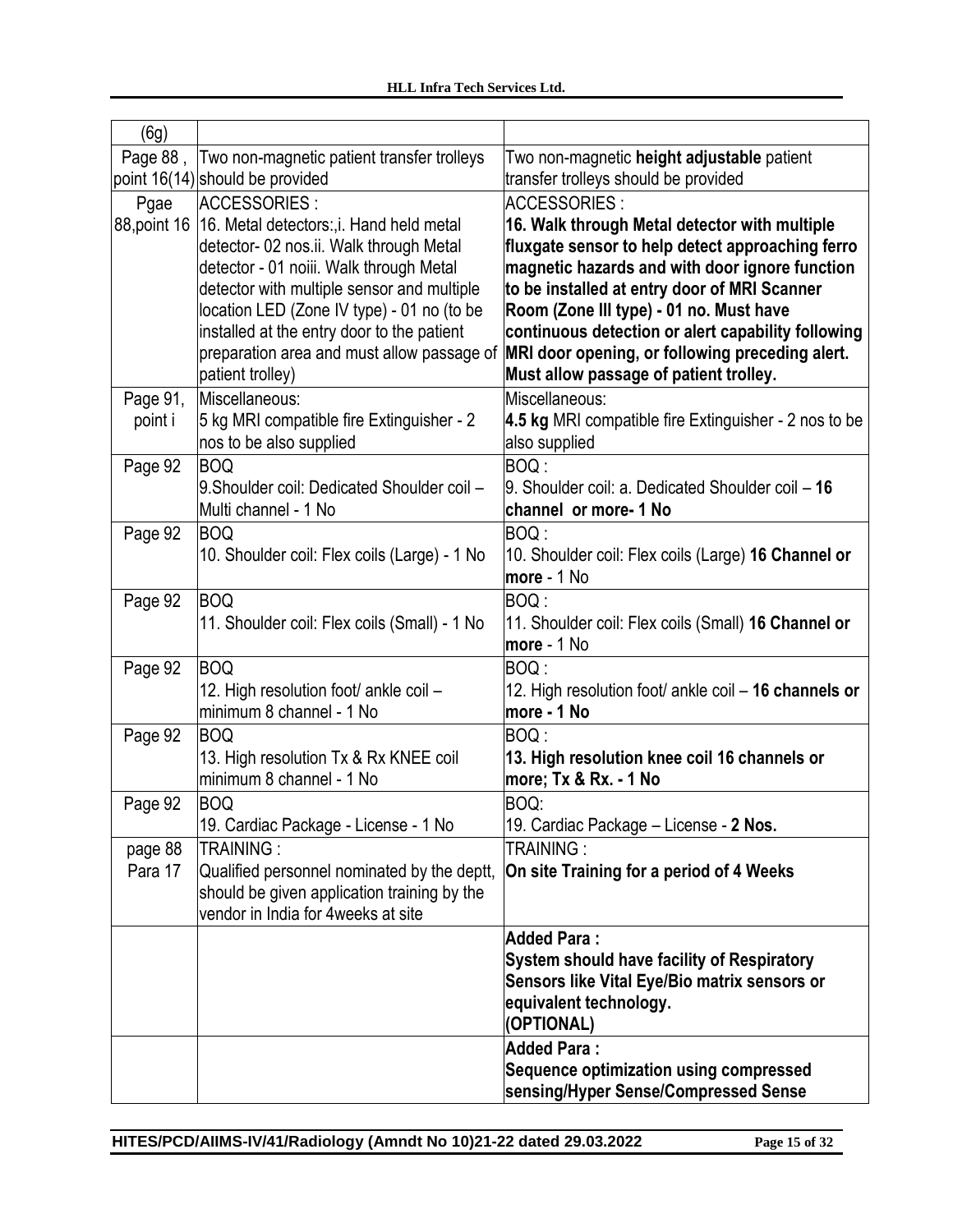| (6g) | | |
|---|---|---|
| Page 88 , point 16(14) | Two non-magnetic patient transfer trolleys should be provided | Two non-magnetic **height adjustable** patient transfer trolleys should be provided |
| Pgae 88,point 16 | ACCESSORIES :<br>16. Metal detectors:,i. Hand held metal detector- 02 nos.ii. Walk through Metal detector - 01 noiii. Walk through Metal detector with multiple sensor and multiple location LED (Zone IV type) - 01 no (to be installed at the entry door to the patient preparation area and must allow passage of patient trolley) | ACCESSORIES :<br>**16. Walk through Metal detector with multiple fluxgate sensor to help detect approaching ferro magnetic hazards and with door ignore function to be installed at entry door of MRI Scanner Room (Zone III type) - 01 no. Must have continuous detection or alert capability following MRI door opening, or following preceding alert. Must allow passage of patient trolley.** |
| Page 91, point i | Miscellaneous:<br>5 kg MRI compatible fire Extinguisher - 2 nos to be also supplied | Miscellaneous:<br>**4.5 kg** MRI compatible fire Extinguisher - 2 nos to be also supplied |
| Page 92 | BOQ<br>9.Shoulder coil: Dedicated Shoulder coil – Multi channel - 1 No | BOQ :<br>9. Shoulder coil: a. Dedicated Shoulder coil – **16 channel or more- 1 No** |
| Page 92 | BOQ<br>10. Shoulder coil: Flex coils (Large) - 1 No | BOQ :<br>10. Shoulder coil: Flex coils (Large) **16 Channel or more** - 1 No |
| Page 92 | BOQ<br>11. Shoulder coil: Flex coils (Small) - 1 No | BOQ :<br>11. Shoulder coil: Flex coils (Small) **16 Channel or more** - 1 No |
| Page 92 | BOQ<br>12. High resolution foot/ ankle coil – minimum 8 channel - 1 No | BOQ :<br>12. High resolution foot/ ankle coil – **16 channels or more - 1 No** |
| Page 92 | BOQ<br>13. High resolution Tx & Rx KNEE coil minimum 8 channel - 1 No | BOQ :<br>**13. High resolution knee coil 16 channels or more; Tx & Rx. - 1 No** |
| Page 92 | BOQ<br>19. Cardiac Package - License - 1 No | BOQ:<br>19. Cardiac Package – License - **2 Nos.** |
| page 88 Para 17 | TRAINING :<br>Qualified personnel nominated by the deptt, should be given application training by the vendor in India for 4weeks at site | TRAINING :<br>**On site Training for a period of 4 Weeks** |
| | | **Added Para :**<br>**System should have facility of Respiratory Sensors like Vital Eye/Bio matrix sensors or equivalent technology.**<br>**(OPTIONAL)** |
| | | **Added Para :**<br>**Sequence optimization using compressed sensing/Hyper Sense/Compressed Sense** |

HITES/PCD/AIIMS-IV/41/Radiology (Amndt No 10)21-22 dated 29.03.2022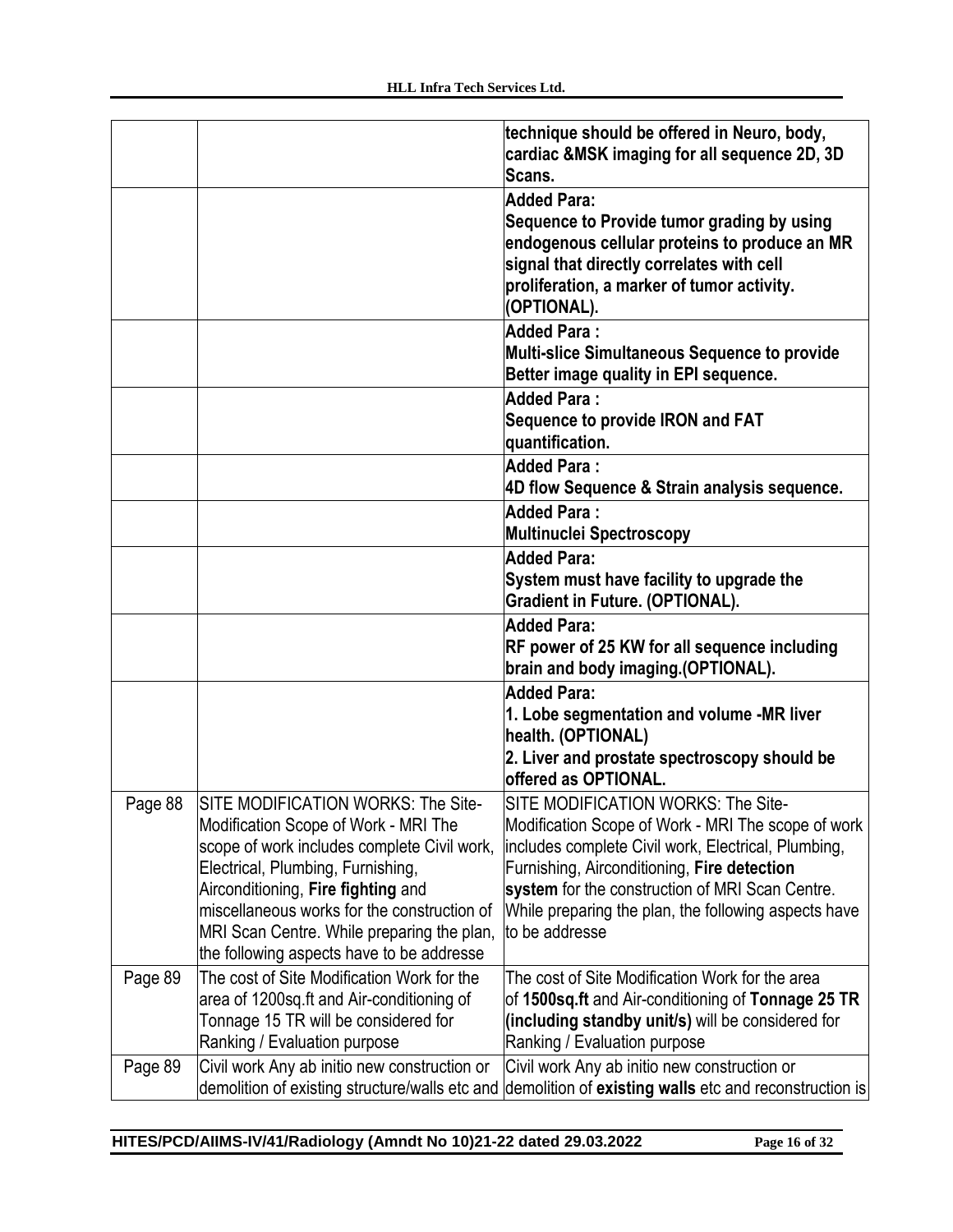| | | |
|---|---|---|
| | | **technique should be offered in Neuro, body, cardiac &MSK imaging for all sequence 2D, 3D Scans.** |
| | | **Added Para:**<br>**Sequence to Provide tumor grading by using endogenous cellular proteins to produce an MR signal that directly correlates with cell proliferation, a marker of tumor activity. (OPTIONAL).** |
| | | **Added Para :**<br>**Multi-slice Simultaneous Sequence to provide Better image quality in EPI sequence.** |
| | | **Added Para :**<br>**Sequence to provide IRON and FAT quantification.** |
| | | **Added Para :**<br>**4D flow Sequence & Strain analysis sequence.** |
| | | **Added Para :**<br>**Multinuclei Spectroscopy** |
| | | **Added Para:**<br>**System must have facility to upgrade the Gradient in Future. (OPTIONAL).** |
| | | **Added Para:**<br>**RF power of 25 KW for all sequence including brain and body imaging.(OPTIONAL).** |
| | | **Added Para:**<br>**1. Lobe segmentation and volume -MR liver health. (OPTIONAL)**<br>**2. Liver and prostate spectroscopy should be offered as OPTIONAL.** |
| Page 88 | SITE MODIFICATION WORKS: The Site-Modification Scope of Work - MRI The scope of work includes complete Civil work, Electrical, Plumbing, Furnishing, Airconditioning, **Fire fighting** and miscellaneous works for the construction of MRI Scan Centre. While preparing the plan, the following aspects have to be addresse | SITE MODIFICATION WORKS: The Site-Modification Scope of Work - MRI The scope of work includes complete Civil work, Electrical, Plumbing, Furnishing, Airconditioning, **Fire detection system** for the construction of MRI Scan Centre. While preparing the plan, the following aspects have to be addresse |
| Page 89 | The cost of Site Modification Work for the area of 1200sq.ft and Air-conditioning of Tonnage 15 TR will be considered for Ranking / Evaluation purpose | The cost of Site Modification Work for the area of **1500sq.ft** and Air-conditioning of **Tonnage 25 TR (including standby unit/s)** will be considered for Ranking / Evaluation purpose |
| Page 89 | Civil work Any ab initio new construction or demolition of existing structure/walls etc and | Civil work Any ab initio new construction or demolition of **existing walls** etc and reconstruction is |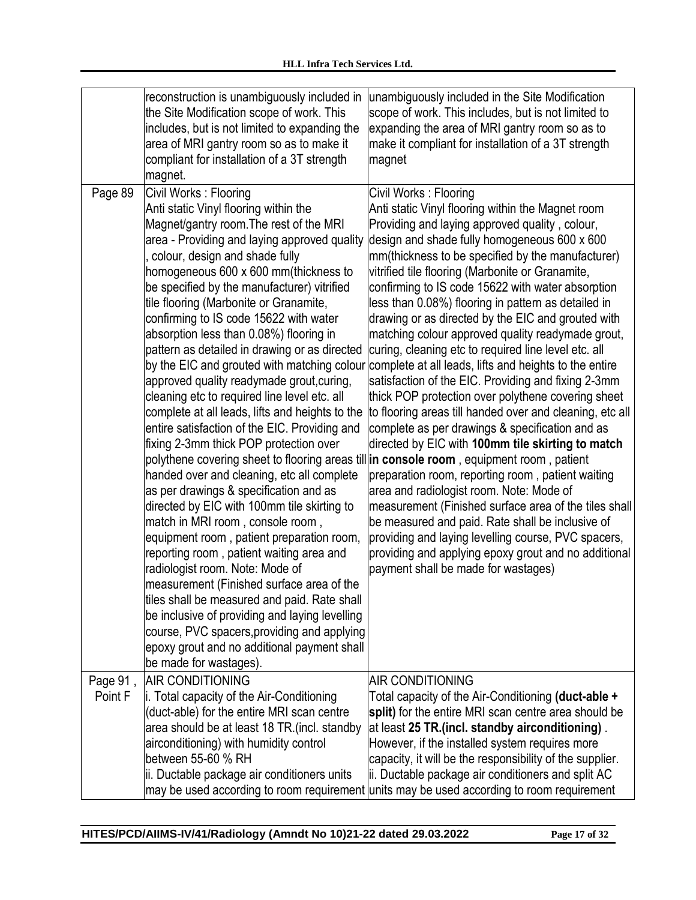| | | |
|---|---|---|
| | reconstruction is unambiguously included in the Site Modification scope of work. This includes, but is not limited to expanding the area of MRI gantry room so as to make it compliant for installation of a 3T strength magnet. | unambiguously included in the Site Modification scope of work. This includes, but is not limited to expanding the area of MRI gantry room so as to make it compliant for installation of a 3T strength magnet |
| Page 89 | Civil Works : Flooring<br>Anti static Vinyl flooring within the Magnet/gantry room.The rest of the MRI area - Providing and laying approved quality , colour, design and shade fully homogeneous 600 x 600 mm(thickness to be specified by the manufacturer) vitrified tile flooring (Marbonite or Granamite, confirming to IS code 15622 with water absorption less than 0.08%) flooring in pattern as detailed in drawing or as directed by the EIC and grouted with matching colour approved quality readymade grout,curing, cleaning etc to required line level etc. all complete at all leads, lifts and heights to the entire satisfaction of the EIC. Providing and fixing 2-3mm thick POP protection over polythene covering sheet to flooring areas till handed over and cleaning, etc all complete as per drawings & specification and as directed by EIC with 100mm tile skirting to match in MRI room , console room , equipment room , patient preparation room, reporting room , patient waiting area and radiologist room. Note: Mode of measurement (Finished surface area of the tiles shall be measured and paid. Rate shall be inclusive of providing and laying levelling course, PVC spacers,providing and applying epoxy grout and no additional payment shall be made for wastages). | Civil Works : Flooring<br>Anti static Vinyl flooring within the Magnet room Providing and laying approved quality , colour, design and shade fully homogeneous 600 x 600 mm(thickness to be specified by the manufacturer) vitrified tile flooring (Marbonite or Granamite, confirming to IS code 15622 with water absorption less than 0.08%) flooring in pattern as detailed in drawing or as directed by the EIC and grouted with matching colour approved quality readymade grout, curing, cleaning etc to required line level etc. all complete at all leads, lifts and heights to the entire satisfaction of the EIC. Providing and fixing 2-3mm thick POP protection over polythene covering sheet to flooring areas till handed over and cleaning, etc all complete as per drawings & specification and as directed by EIC with **100mm tile skirting to match in console room** , equipment room , patient preparation room, reporting room , patient waiting area and radiologist room. Note: Mode of measurement (Finished surface area of the tiles shall be measured and paid. Rate shall be inclusive of providing and laying levelling course, PVC spacers, providing and applying epoxy grout and no additional payment shall be made for wastages) |
| Page 91 , Point F | AIR CONDITIONING<br>i. Total capacity of the Air-Conditioning (duct-able) for the entire MRI scan centre area should be at least 18 TR.(incl. standby airconditioning) with humidity control between 55-60 % RH<br>ii. Ductable package air conditioners units may be used according to room requirement | AIR CONDITIONING<br>Total capacity of the Air-Conditioning **(duct-able + split)** for the entire MRI scan centre area should be at least **25 TR.(incl. standby airconditioning)** . However, if the installed system requires more capacity, it will be the responsibility of the supplier.<br>ii. Ductable package air conditioners and split AC units may be used according to room requirement |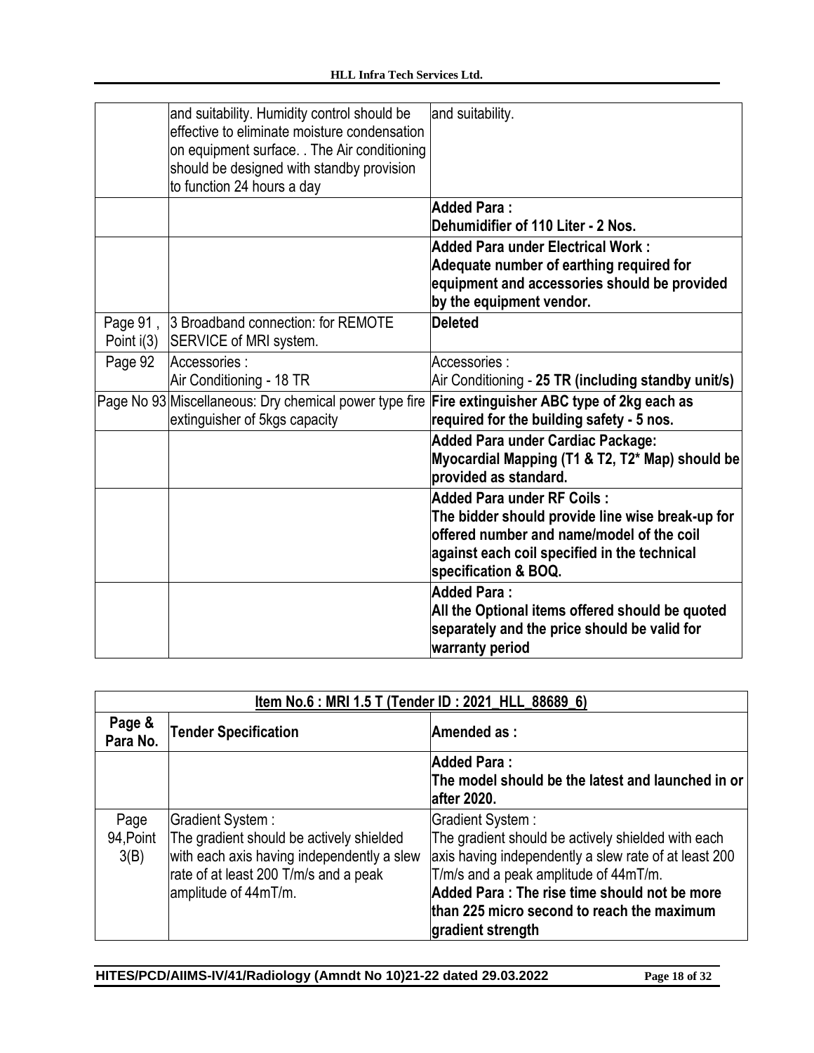| | | |
|---|---|---|
| | and suitability. Humidity control should be effective to eliminate moisture condensation on equipment surface. . The Air conditioning should be designed with standby provision to function 24 hours a day | and suitability. |
| | | **Added Para :** **Dehumidifier of 110 Liter - 2 Nos.** |
| | | **Added Para under Electrical Work :** **Adequate number of earthing required for equipment and accessories should be provided by the equipment vendor.** |
| Page 91 , Point i(3) | 3 Broadband connection: for REMOTE SERVICE of MRI system. | **Deleted** |
| Page 92 | Accessories : Air Conditioning - 18 TR | Accessories : Air Conditioning - **25 TR (including standby unit/s)** |
| Page No 93 | Miscellaneous: Dry chemical power type fire extinguisher of 5kgs capacity | **Fire extinguisher ABC type of 2kg each as required for the building safety - 5 nos.** |
| | | **Added Para under Cardiac Package:** **Myocardial Mapping (T1 & T2, T2* Map) should be provided as standard.** |
| | | **Added Para under RF Coils :** **The bidder should provide line wise break-up for offered number and name/model of the coil against each coil specified in the technical specification & BOQ.** |
| | | **Added Para :** **All the Optional items offered should be quoted separately and the price should be valid for warranty period** |

| **Item No.6 : MRI 1.5 T (Tender ID : 2021_HLL_88689_6)** | | |
|---|---|---|
| **Page & Para No.** | **Tender Specification** | **Amended as :** |
| | | **Added Para :** **The model should be the latest and launched in or after 2020.** |
| Page 94,Point 3(B) | Gradient System : The gradient should be actively shielded with each axis having independently a slew rate of at least 200 T/m/s and a peak amplitude of 44mT/m. | Gradient System : The gradient should be actively shielded with each axis having independently a slew rate of at least 200 T/m/s and a peak amplitude of 44mT/m. **Added Para : The rise time should not be more than 225 micro second to reach the maximum gradient strength** |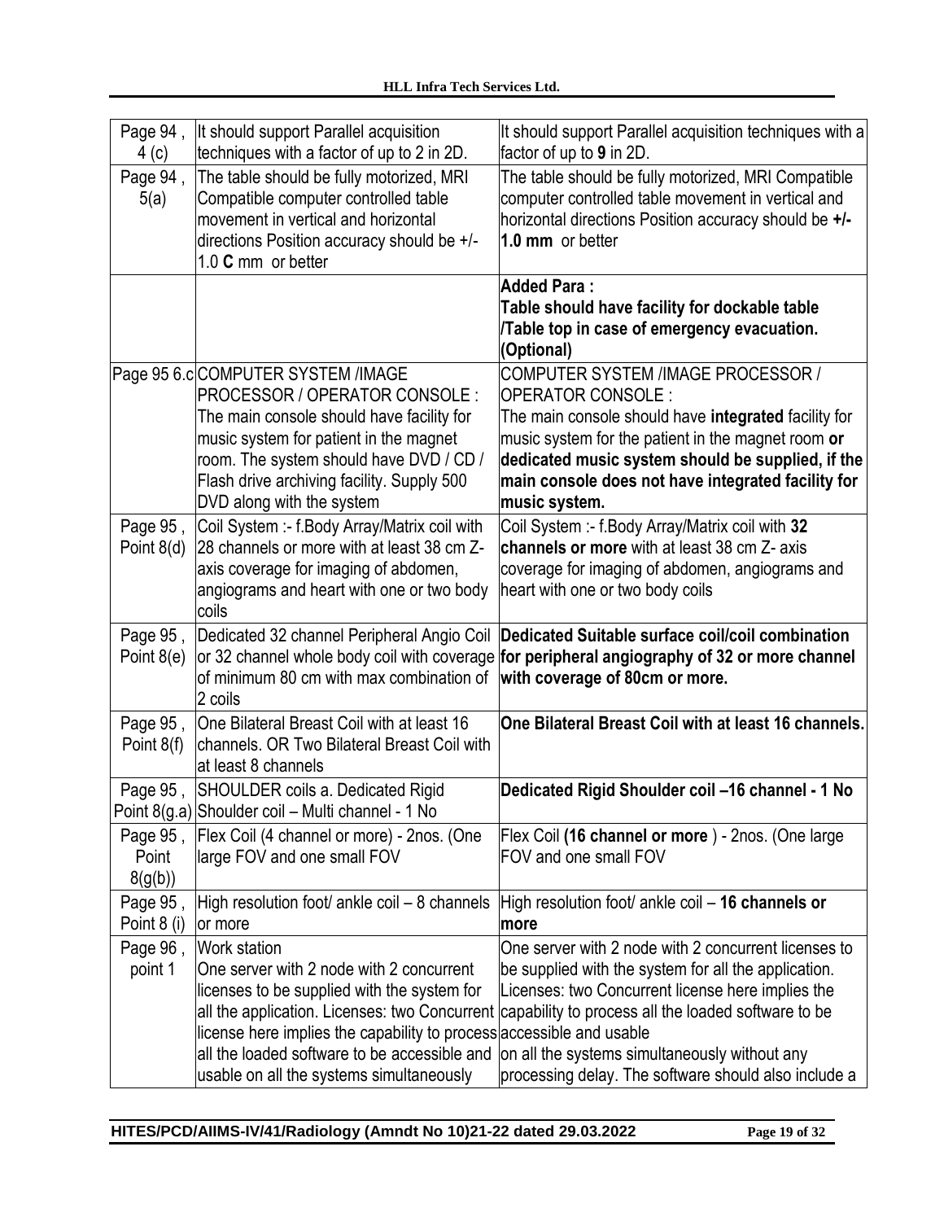| Page 94 , 4 (c) | It should support Parallel acquisition techniques with a factor of up to 2 in 2D. | It should support Parallel acquisition techniques with a factor of up to **9** in 2D. |
|---|---|---|
| Page 94 , 5(a) | The table should be fully motorized, MRI Compatible computer controlled table movement in vertical and horizontal directions Position accuracy should be +/- 1.0 **C** mm or better | The table should be fully motorized, MRI Compatible computer controlled table movement in vertical and horizontal directions Position accuracy should be **+/- 1.0 mm** or better |
| | | **Added Para :** **Table should have facility for dockable table /Table top in case of emergency evacuation. (Optional)** |
| Page 95 6.c | COMPUTER SYSTEM /IMAGE PROCESSOR / OPERATOR CONSOLE : The main console should have facility for music system for patient in the magnet room. The system should have DVD / CD / Flash drive archiving facility. Supply 500 DVD along with the system | COMPUTER SYSTEM /IMAGE PROCESSOR / OPERATOR CONSOLE : The main console should have **integrated** facility for music system for the patient in the magnet room **or dedicated music system should be supplied, if the main console does not have integrated facility for music system.** |
| Page 95 , Point 8(d) | Coil System :- f.Body Array/Matrix coil with 28 channels or more with at least 38 cm Z-axis coverage for imaging of abdomen, angiograms and heart with one or two body coils | Coil System :- f.Body Array/Matrix coil with **32 channels or more** with at least 38 cm Z- axis coverage for imaging of abdomen, angiograms and heart with one or two body coils |
| Page 95 , Point 8(e) | Dedicated 32 channel Peripheral Angio Coil or 32 channel whole body coil with coverage of minimum 80 cm with max combination of 2 coils | **Dedicated Suitable surface coil/coil combination for peripheral angiography of 32 or more channel with coverage of 80cm or more.** |
| Page 95 , Point 8(f) | One Bilateral Breast Coil with at least 16 channels. OR Two Bilateral Breast Coil with at least 8 channels | **One Bilateral Breast Coil with at least 16 channels.** |
| Page 95 , Point 8(g.a) | SHOULDER coils a. Dedicated Rigid Shoulder coil – Multi channel - 1 No | **Dedicated Rigid Shoulder coil –16 channel - 1 No** |
| Page 95 , Point 8(g(b)) | Flex Coil (4 channel or more) - 2nos. (One large FOV and one small FOV | Flex Coil **(16 channel or more** ) - 2nos. (One large FOV and one small FOV |
| Page 95 , Point 8 (i) | High resolution foot/ ankle coil – 8 channels or more | High resolution foot/ ankle coil – **16 channels or more** |
| Page 96 , point 1 | Work station One server with 2 node with 2 concurrent licenses to be supplied with the system for all the application. Licenses: two Concurrent license here implies the capability to process all the loaded software to be accessible and usable on all the systems simultaneously | One server with 2 node with 2 concurrent licenses to be supplied with the system for all the application. Licenses: two Concurrent license here implies the capability to process all the loaded software to be accessible and usable on all the systems simultaneously without any processing delay. The software should also include a |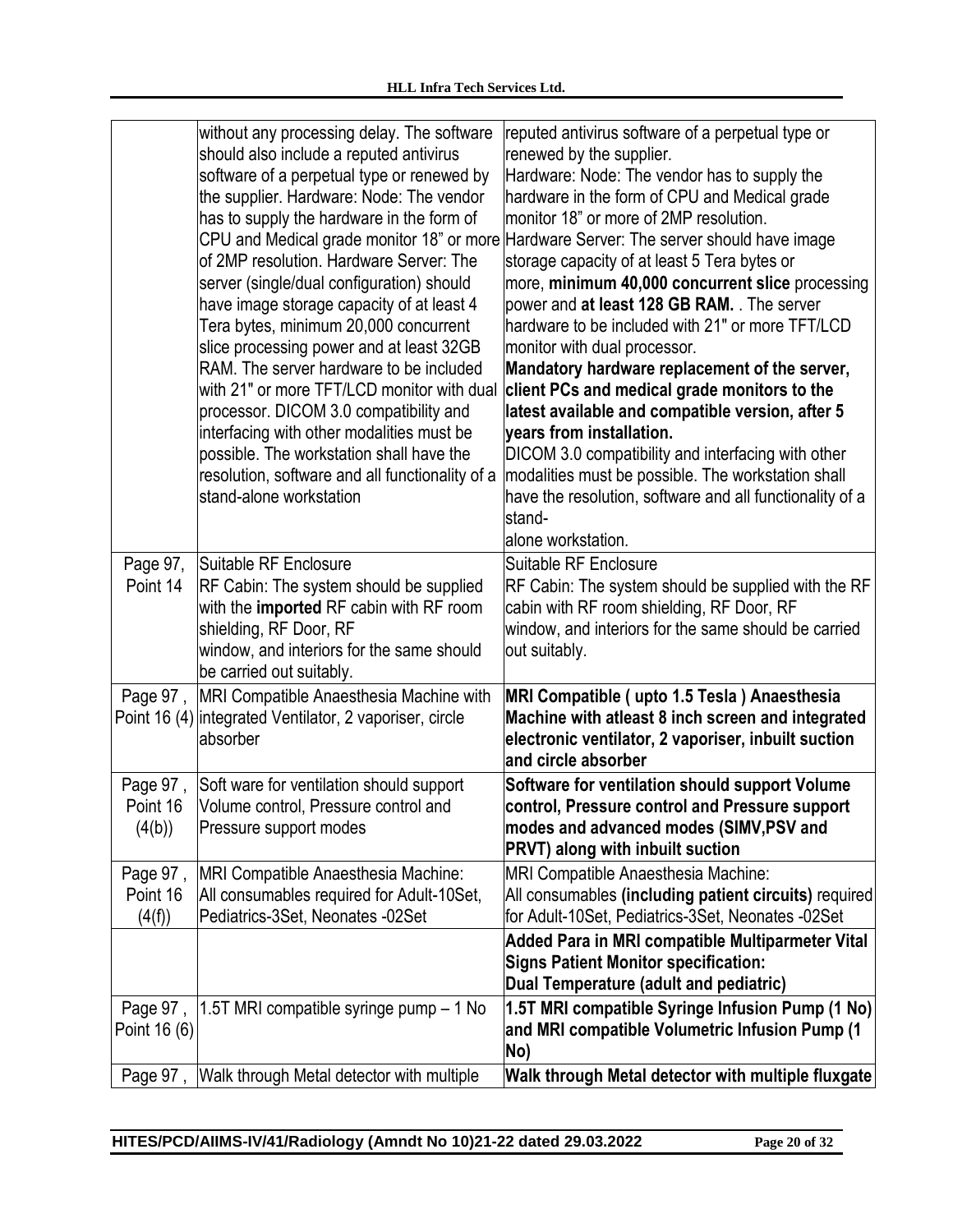| | | |
|---|---|---|
| | without any processing delay. The software should also include a reputed antivirus software of a perpetual type or renewed by the supplier. Hardware: Node: The vendor has to supply the hardware in the form of CPU and Medical grade monitor 18" or more of 2MP resolution. Hardware Server: The server (single/dual configuration) should have image storage capacity of at least 4 Tera bytes, minimum 20,000 concurrent slice processing power and at least 32GB RAM. The server hardware to be included with 21" or more TFT/LCD monitor with dual processor. DICOM 3.0 compatibility and interfacing with other modalities must be possible. The workstation shall have the resolution, software and all functionality of a stand-alone workstation | reputed antivirus software of a perpetual type or renewed by the supplier.<br>Hardware: Node: The vendor has to supply the hardware in the form of CPU and Medical grade monitor 18" or more of 2MP resolution.<br>Hardware Server: The server should have image storage capacity of at least 5 Tera bytes or more, **minimum 40,000 concurrent slice** processing power and **at least 128 GB RAM.** . The server hardware to be included with 21" or more TFT/LCD monitor with dual processor.<br>**Mandatory hardware replacement of the server, client PCs and medical grade monitors to the latest available and compatible version, after 5 years from installation.**<br>DICOM 3.0 compatibility and interfacing with other modalities must be possible. The workstation shall have the resolution, software and all functionality of a stand-<br>alone workstation. |
| Page 97, Point 14 | Suitable RF Enclosure<br>RF Cabin: The system should be supplied with the **imported** RF cabin with RF room shielding, RF Door, RF window, and interiors for the same should be carried out suitably. | Suitable RF Enclosure<br>RF Cabin: The system should be supplied with the RF cabin with RF room shielding, RF Door, RF window, and interiors for the same should be carried out suitably. |
| Page 97 , Point 16 (4) | MRI Compatible Anaesthesia Machine with integrated Ventilator, 2 vaporiser, circle absorber | **MRI Compatible ( upto 1.5 Tesla ) Anaesthesia Machine with atleast 8 inch screen and integrated electronic ventilator, 2 vaporiser, inbuilt suction and circle absorber** |
| Page 97 , Point 16 (4(b)) | Soft ware for ventilation should support Volume control, Pressure control and Pressure support modes | **Software for ventilation should support Volume control, Pressure control and Pressure support modes and advanced modes (SIMV,PSV and PRVT) along with inbuilt suction** |
| Page 97 , Point 16 (4(f)) | MRI Compatible Anaesthesia Machine:<br>All consumables required for Adult-10Set, Pediatrics-3Set, Neonates -02Set | MRI Compatible Anaesthesia Machine:<br>All consumables **(including patient circuits)** required for Adult-10Set, Pediatrics-3Set, Neonates -02Set |
| | | **Added Para in MRI compatible Multiparmeter Vital Signs Patient Monitor specification:**<br>**Dual Temperature (adult and pediatric)** |
| Page 97 , Point 16 (6) | 1.5T MRI compatible syringe pump – 1 No | **1.5T MRI compatible Syringe Infusion Pump (1 No) and MRI compatible Volumetric Infusion Pump (1 No)** |
| Page 97 , | Walk through Metal detector with multiple | **Walk through Metal detector with multiple fluxgate** |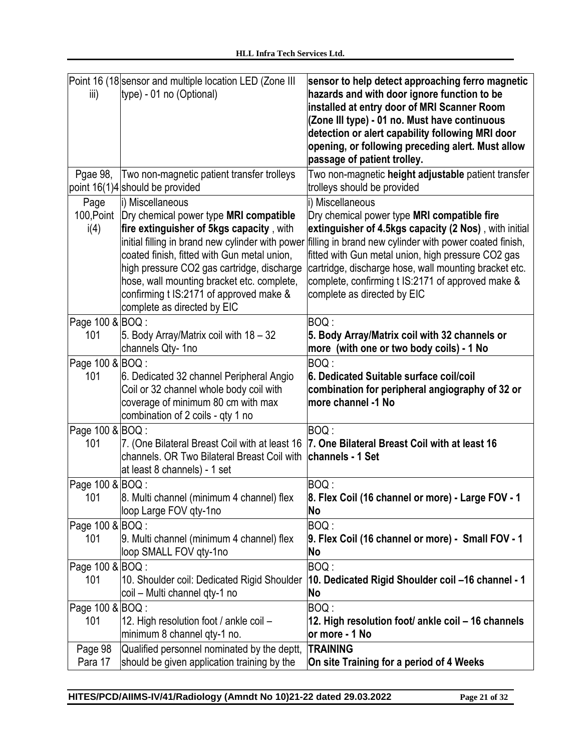| | | |
|---|---|---|
| Point 16 (18 iii) | sensor and multiple location LED (Zone III type) - 01 no (Optional) | **sensor to help detect approaching ferro magnetic hazards and with door ignore function to be installed at entry door of MRI Scanner Room (Zone III type) - 01 no. Must have continuous detection or alert capability following MRI door opening, or following preceding alert. Must allow passage of patient trolley.** |
| Pgae 98, point 16(1)4 | Two non-magnetic patient transfer trolleys should be provided | Two non-magnetic **height adjustable** patient transfer trolleys should be provided |
| Page 100,Point i(4) | i) Miscellaneous<br>Dry chemical power type **MRI compatible fire extinguisher of 5kgs capacity** , with initial filling in brand new cylinder with power coated finish, fitted with Gun metal union, high pressure CO2 gas cartridge, discharge hose, wall mounting bracket etc. complete, confirming t IS:2171 of approved make & complete as directed by EIC | i) Miscellaneous<br>Dry chemical power type **MRI compatible fire extinguisher of 4.5kgs capacity (2 Nos)** , with initial filling in brand new cylinder with power coated finish, fitted with Gun metal union, high pressure CO2 gas cartridge, discharge hose, wall mounting bracket etc. complete, confirming t IS:2171 of approved make & complete as directed by EIC |
| Page 100 & 101 | BOQ :<br>5. Body Array/Matrix coil with 18 – 32 channels Qty- 1no | BOQ :<br>**5. Body Array/Matrix coil with 32 channels or more (with one or two body coils) - 1 No** |
| Page 100 & 101 | BOQ :<br>6. Dedicated 32 channel Peripheral Angio Coil or 32 channel whole body coil with coverage of minimum 80 cm with max combination of 2 coils - qty 1 no | BOQ :<br>**6. Dedicated Suitable surface coil/coil combination for peripheral angiography of 32 or more channel -1 No** |
| Page 100 & 101 | BOQ :<br>7. (One Bilateral Breast Coil with at least 16 channels. OR Two Bilateral Breast Coil with at least 8 channels) - 1 set | BOQ :<br>**7. One Bilateral Breast Coil with at least 16 channels - 1 Set** |
| Page 100 & 101 | BOQ :<br>8. Multi channel (minimum 4 channel) flex loop Large FOV qty-1no | BOQ :<br>**8. Flex Coil (16 channel or more) - Large FOV - 1 No** |
| Page 100 & 101 | BOQ :<br>9. Multi channel (minimum 4 channel) flex loop SMALL FOV qty-1no | BOQ :<br>**9. Flex Coil (16 channel or more) - Small FOV - 1 No** |
| Page 100 & 101 | BOQ :<br>10. Shoulder coil: Dedicated Rigid Shoulder coil – Multi channel qty-1 no | BOQ :<br>**10. Dedicated Rigid Shoulder coil –16 channel - 1 No** |
| Page 100 & 101 | BOQ :<br>12. High resolution foot / ankle coil – minimum 8 channel qty-1 no. | BOQ :<br>**12. High resolution foot/ ankle coil – 16 channels or more - 1 No** |
| Page 98 Para 17 | Qualified personnel nominated by the deptt, should be given application training by the | **TRAINING**<br>**On site Training for a period of 4 Weeks** |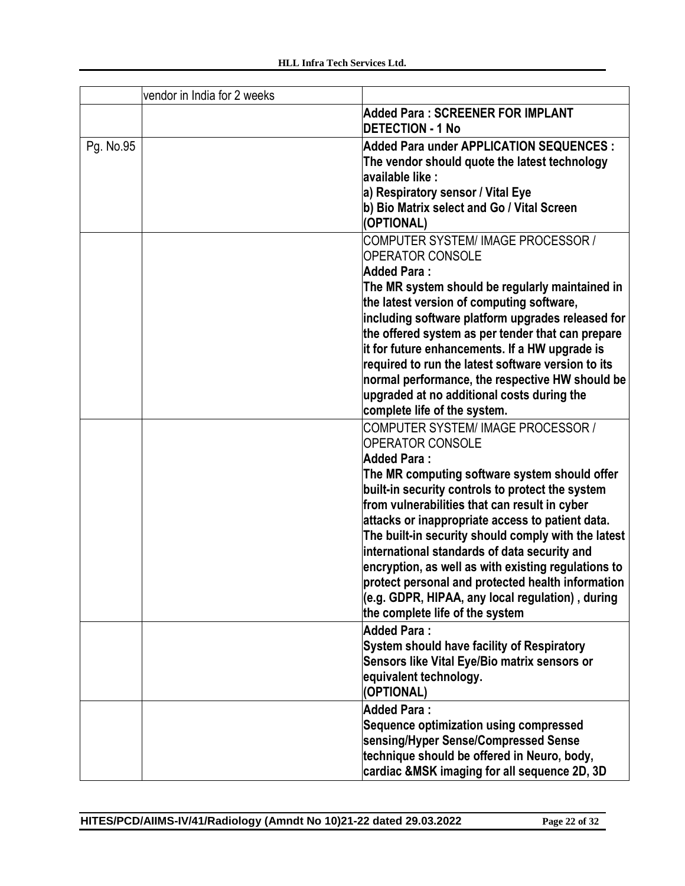| | | |
|---|---|---|
| | vendor in India for 2 weeks | |
| | | **Added Para : SCREENER FOR IMPLANT DETECTION - 1 No** |
| Pg. No.95 | | **Added Para under APPLICATION SEQUENCES : The vendor should quote the latest technology available like :**<br>**a) Respiratory sensor / Vital Eye**<br>**b) Bio Matrix select and Go / Vital Screen (OPTIONAL)** |
| | | COMPUTER SYSTEM/ IMAGE PROCESSOR / OPERATOR CONSOLE<br>**Added Para :**<br>**The MR system should be regularly maintained in the latest version of computing software, including software platform upgrades released for the offered system as per tender that can prepare it for future enhancements. If a HW upgrade is required to run the latest software version to its normal performance, the respective HW should be upgraded at no additional costs during the complete life of the system.** |
| | | COMPUTER SYSTEM/ IMAGE PROCESSOR / OPERATOR CONSOLE<br>**Added Para :**<br>**The MR computing software system should offer built-in security controls to protect the system from vulnerabilities that can result in cyber attacks or inappropriate access to patient data. The built-in security should comply with the latest international standards of data security and encryption, as well as with existing regulations to protect personal and protected health information (e.g. GDPR, HIPAA, any local regulation) , during the complete life of the system** |
| | | **Added Para :**<br>**System should have facility of Respiratory Sensors like Vital Eye/Bio matrix sensors or equivalent technology.**<br>**(OPTIONAL)** |
| | | **Added Para :**<br>**Sequence optimization using compressed sensing/Hyper Sense/Compressed Sense technique should be offered in Neuro, body, cardiac &MSK imaging for all sequence 2D, 3D** |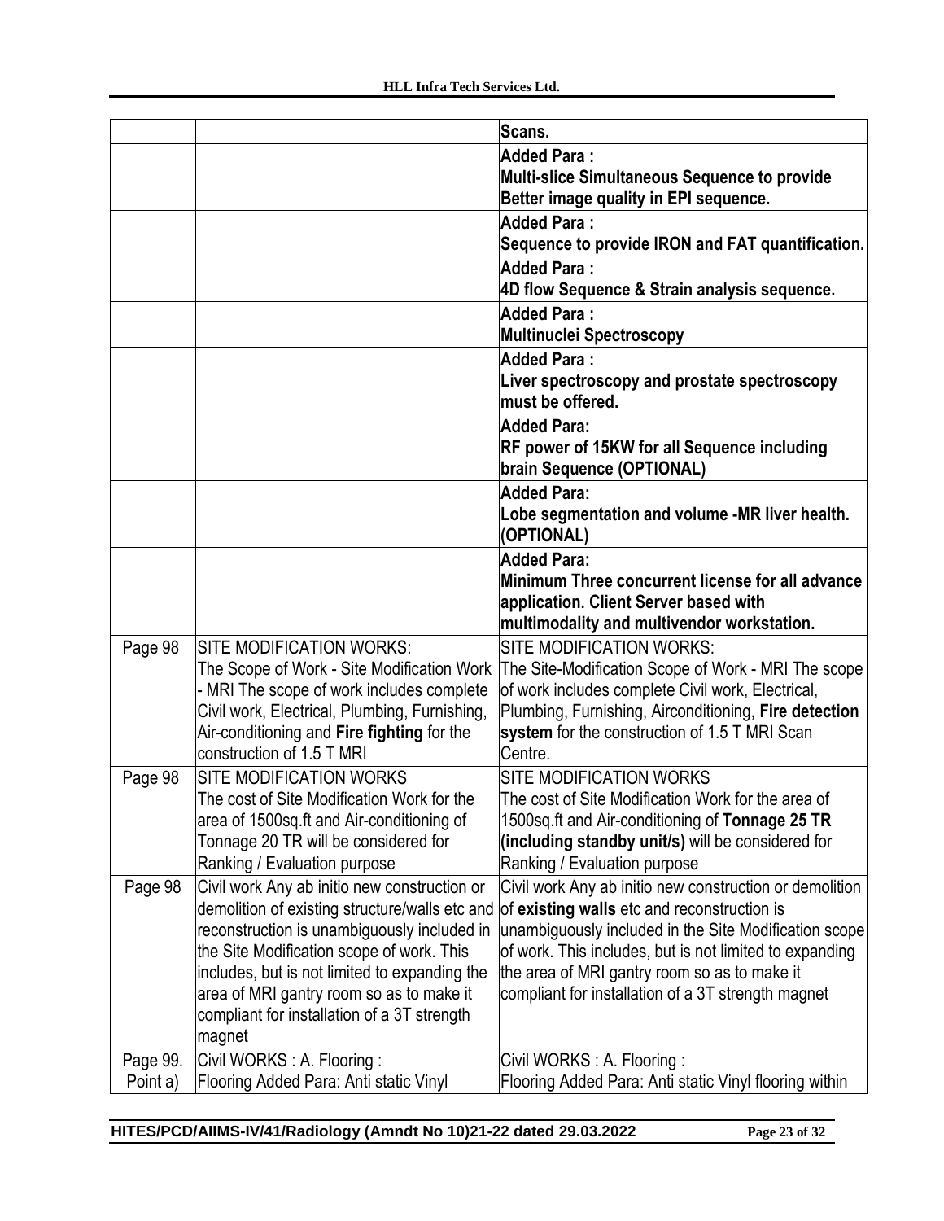| | | |
|---|---|---|
| | | Scans. |
| | | **Added Para :**<br>**Multi-slice Simultaneous Sequence to provide Better image quality in EPI sequence.** |
| | | **Added Para :**<br>**Sequence to provide IRON and FAT quantification.** |
| | | **Added Para :**<br>**4D flow Sequence & Strain analysis sequence.** |
| | | **Added Para :**<br>**Multinuclei Spectroscopy** |
| | | **Added Para :**<br>**Liver spectroscopy and prostate spectroscopy must be offered.** |
| | | **Added Para:**<br>**RF power of 15KW for all Sequence including brain Sequence (OPTIONAL)** |
| | | **Added Para:**<br>**Lobe segmentation and volume -MR liver health. (OPTIONAL)** |
| | | **Added Para:**<br>**Minimum Three concurrent license for all advance application. Client Server based with multimodality and multivendor workstation.** |
| Page 98 | SITE MODIFICATION WORKS:<br>The Scope of Work - Site Modification Work - MRI The scope of work includes complete Civil work, Electrical, Plumbing, Furnishing, Air-conditioning and **Fire fighting** for the construction of 1.5 T MRI | SITE MODIFICATION WORKS:<br>The Site-Modification Scope of Work - MRI The scope of work includes complete Civil work, Electrical, Plumbing, Furnishing, Airconditioning, **Fire detection system** for the construction of 1.5 T MRI Scan Centre. |
| Page 98 | SITE MODIFICATION WORKS<br>The cost of Site Modification Work for the area of 1500sq.ft and Air-conditioning of Tonnage 20 TR will be considered for Ranking / Evaluation purpose | SITE MODIFICATION WORKS<br>The cost of Site Modification Work for the area of 1500sq.ft and Air-conditioning of **Tonnage 25 TR (including standby unit/s)** will be considered for Ranking / Evaluation purpose |
| Page 98 | Civil work Any ab initio new construction or demolition of existing structure/walls etc and reconstruction is unambiguously included in the Site Modification scope of work. This includes, but is not limited to expanding the area of MRI gantry room so as to make it compliant for installation of a 3T strength magnet | Civil work Any ab initio new construction or demolition of **existing walls** etc and reconstruction is unambiguously included in the Site Modification scope of work. This includes, but is not limited to expanding the area of MRI gantry room so as to make it compliant for installation of a 3T strength magnet |
| Page 99. Point a) | Civil WORKS : A. Flooring :<br>Flooring Added Para: Anti static Vinyl | Civil WORKS : A. Flooring :<br>Flooring Added Para: Anti static Vinyl flooring within |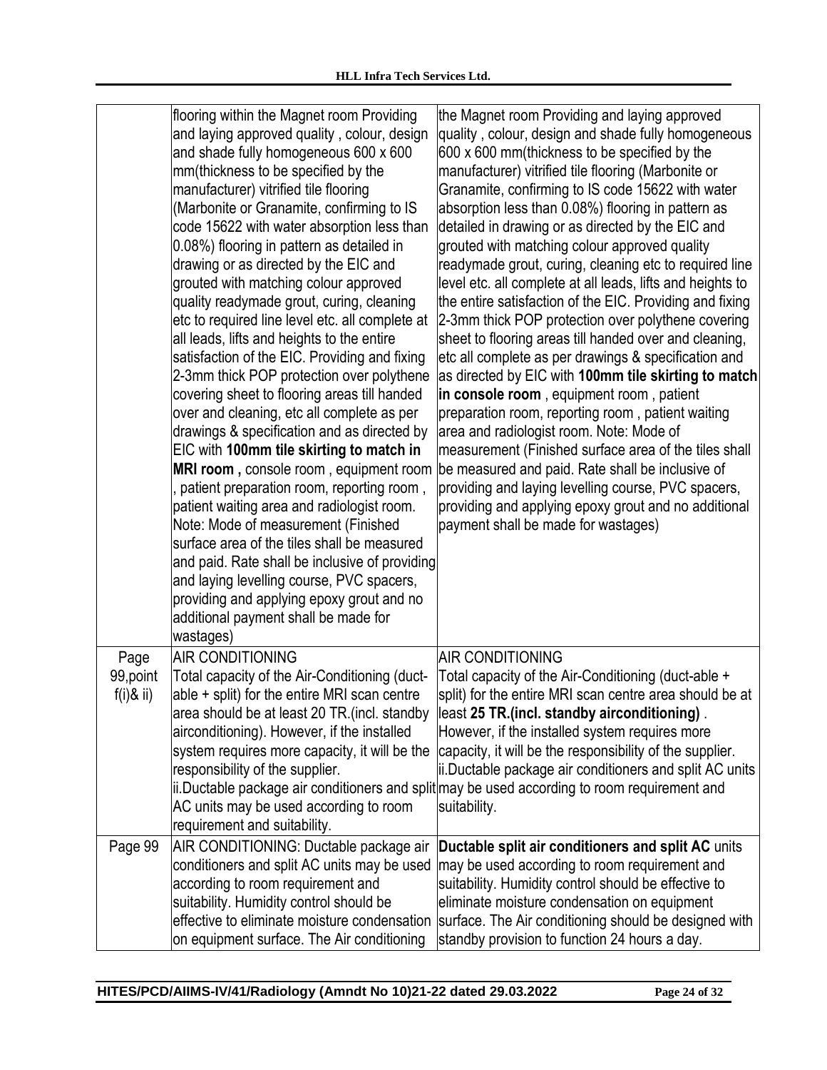|  |  |  |
|---|---|---|
|  | flooring within the Magnet room Providing and laying approved quality , colour, design and shade fully homogeneous 600 x 600 mm(thickness to be specified by the manufacturer) vitrified tile flooring (Marbonite or Granamite, confirming to IS code 15622 with water absorption less than 0.08%) flooring in pattern as detailed in drawing or as directed by the EIC and grouted with matching colour approved quality readymade grout, curing, cleaning etc to required line level etc. all complete at all leads, lifts and heights to the entire satisfaction of the EIC. Providing and fixing 2-3mm thick POP protection over polythene covering sheet to flooring areas till handed over and cleaning, etc all complete as per drawings & specification and as directed by EIC with **100mm tile skirting to match in MRI room ,** console room , equipment room , patient preparation room, reporting room , patient waiting area and radiologist room. Note: Mode of measurement (Finished surface area of the tiles shall be measured and paid. Rate shall be inclusive of providing and laying levelling course, PVC spacers, providing and applying epoxy grout and no additional payment shall be made for wastages) | the Magnet room Providing and laying approved quality , colour, design and shade fully homogeneous 600 x 600 mm(thickness to be specified by the manufacturer) vitrified tile flooring (Marbonite or Granamite, confirming to IS code 15622 with water absorption less than 0.08%) flooring in pattern as detailed in drawing or as directed by the EIC and grouted with matching colour approved quality readymade grout, curing, cleaning etc to required line level etc. all complete at all leads, lifts and heights to the entire satisfaction of the EIC. Providing and fixing 2-3mm thick POP protection over polythene covering sheet to flooring areas till handed over and cleaning, etc all complete as per drawings & specification and as directed by EIC with **100mm tile skirting to match in console room** , equipment room , patient preparation room, reporting room , patient waiting area and radiologist room. Note: Mode of measurement (Finished surface area of the tiles shall be measured and paid. Rate shall be inclusive of providing and laying levelling course, PVC spacers, providing and applying epoxy grout and no additional payment shall be made for wastages) |
| Page 99,point f(i)& ii) | AIR CONDITIONING<br>Total capacity of the Air-Conditioning (duct-able + split) for the entire MRI scan centre area should be at least 20 TR.(incl. standby airconditioning). However, if the installed system requires more capacity, it will be the responsibility of the supplier.<br>ii.Ductable package air conditioners and split AC units may be used according to room requirement and suitability. | AIR CONDITIONING<br>Total capacity of the Air-Conditioning (duct-able + split) for the entire MRI scan centre area should be at least **25 TR.(incl. standby airconditioning)** . However, if the installed system requires more capacity, it will be the responsibility of the supplier.<br>ii.Ductable package air conditioners and split AC units may be used according to room requirement and suitability. |
| Page 99 | AIR CONDITIONING: Ductable package air conditioners and split AC units may be used according to room requirement and suitability. Humidity control should be effective to eliminate moisture condensation on equipment surface. The Air conditioning | **Ductable split air conditioners and split AC** units may be used according to room requirement and suitability. Humidity control should be effective to eliminate moisture condensation on equipment surface. The Air conditioning should be designed with standby provision to function 24 hours a day. |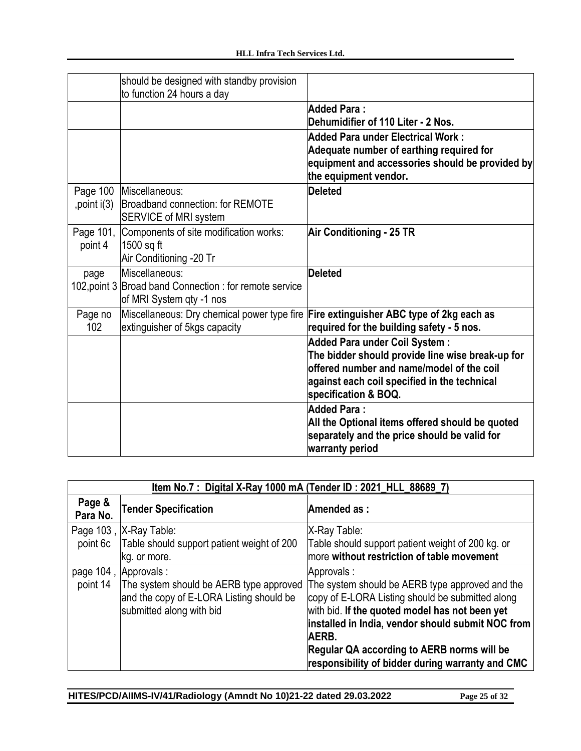| | | |
|---|---|---|
| | should be designed with standby provision to function 24 hours a day | |
| | | **Added Para : Dehumidifier of 110 Liter - 2 Nos.** |
| | | **Added Para under Electrical Work : Adequate number of earthing required for equipment and accessories should be provided by the equipment vendor.** |
| Page 100 ,point i(3) | Miscellaneous: Broadband connection: for REMOTE SERVICE of MRI system | **Deleted** |
| Page 101, point 4 | Components of site modification works: 1500 sq ft Air Conditioning -20 Tr | **Air Conditioning - 25 TR** |
| page 102,point 3 | Miscellaneous: Broad band Connection : for remote service of MRI System qty -1 nos | **Deleted** |
| Page no 102 | Miscellaneous: Dry chemical power type fire extinguisher of 5kgs capacity | **Fire extinguisher ABC type of 2kg each as required for the building safety - 5 nos.** |
| | | **Added Para under Coil System : The bidder should provide line wise break-up for offered number and name/model of the coil against each coil specified in the technical specification & BOQ.** |
| | | **Added Para : All the Optional items offered should be quoted separately and the price should be valid for warranty period** |

| **Item No.7 : Digital X-Ray 1000 mA (Tender ID : 2021_HLL_88689_7)** | | |
|---|---|---|
| **Page & Para No.** | **Tender Specification** | **Amended as :** |
| Page 103 , point 6c | X-Ray Table: Table should support patient weight of 200 kg. or more. | X-Ray Table: Table should support patient weight of 200 kg. or more **without restriction of table movement** |
| page 104 , point 14 | Approvals : The system should be AERB type approved and the copy of E-LORA Listing should be submitted along with bid | Approvals : The system should be AERB type approved and the copy of E-LORA Listing should be submitted along with bid. **If the quoted model has not been yet installed in India, vendor should submit NOC from AERB. Regular QA according to AERB norms will be responsibility of bidder during warranty and CMC** |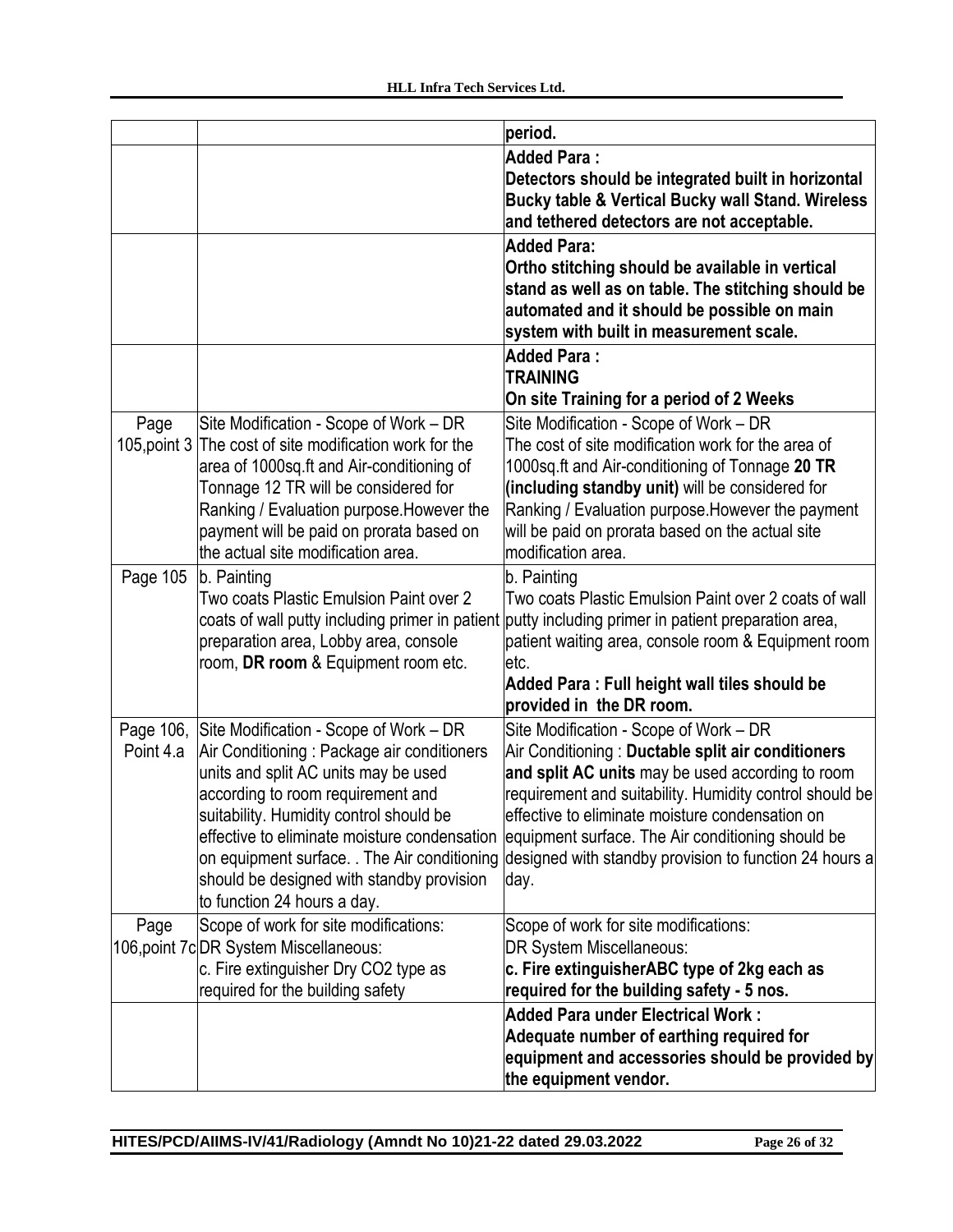| | | |
|---|---|---|
| | | period. |
| | | **Added Para :** **Detectors should be integrated built in horizontal Bucky table & Vertical Bucky wall Stand. Wireless and tethered detectors are not acceptable.** |
| | | **Added Para:** **Ortho stitching should be available in vertical stand as well as on table. The stitching should be automated and it should be possible on main system with built in measurement scale.** |
| | | **Added Para :** **TRAINING** **On site Training for a period of 2 Weeks** |
| Page 105,point 3 | Site Modification - Scope of Work – DR The cost of site modification work for the area of 1000sq.ft and Air-conditioning of Tonnage 12 TR will be considered for Ranking / Evaluation purpose.However the payment will be paid on prorata based on the actual site modification area. | Site Modification - Scope of Work – DR The cost of site modification work for the area of 1000sq.ft and Air-conditioning of Tonnage **20 TR (including standby unit)** will be considered for Ranking / Evaluation purpose.However the payment will be paid on prorata based on the actual site modification area. |
| Page 105 | b. Painting Two coats Plastic Emulsion Paint over 2 coats of wall putty including primer in patient preparation area, Lobby area, console room, **DR room** & Equipment room etc. | b. Painting Two coats Plastic Emulsion Paint over 2 coats of wall putty including primer in patient preparation area, patient waiting area, console room & Equipment room etc. **Added Para : Full height wall tiles should be provided in the DR room.** |
| Page 106, Point 4.a | Site Modification - Scope of Work – DR Air Conditioning : Package air conditioners units and split AC units may be used according to room requirement and suitability. Humidity control should be effective to eliminate moisture condensation on equipment surface. . The Air conditioning should be designed with standby provision to function 24 hours a day. | Site Modification - Scope of Work – DR Air Conditioning : **Ductable split air conditioners and split AC units** may be used according to room requirement and suitability. Humidity control should be effective to eliminate moisture condensation on equipment surface. The Air conditioning should be designed with standby provision to function 24 hours a day. |
| Page 106,point 7c | Scope of work for site modifications: DR System Miscellaneous: c. Fire extinguisher Dry CO2 type as required for the building safety | Scope of work for site modifications: DR System Miscellaneous: **c. Fire extinguisherABC type of 2kg each as required for the building safety - 5 nos.** |
| | | **Added Para under Electrical Work :** **Adequate number of earthing required for equipment and accessories should be provided by the equipment vendor.** |

HITES/PCD/AIIMS-IV/41/Radiology (Amndt No 10)21-22 dated 29.03.2022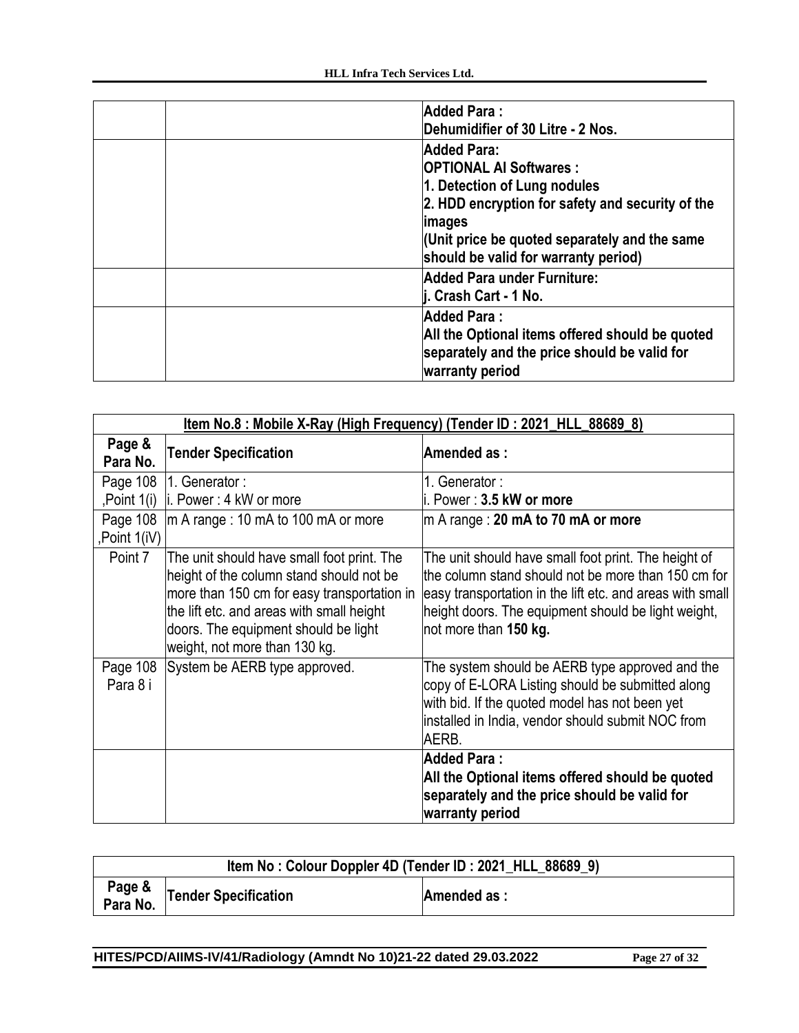| | | |
|---|---|---|
| | | **Added Para :**<br>**Dehumidifier of 30 Litre - 2 Nos.** |
| | | **Added Para:**<br>**OPTIONAL AI Softwares :**<br>**1. Detection of Lung nodules**<br>**2. HDD encryption for safety and security of the images**<br>**(Unit price be quoted separately and the same should be valid for warranty period)** |
| | | **Added Para under Furniture:**<br>**j. Crash Cart - 1 No.** |
| | | **Added Para :**<br>**All the Optional items offered should be quoted separately and the price should be valid for warranty period** |

| **Item No.8 : Mobile X-Ray (High Frequency) (Tender ID : 2021_HLL_88689_8)** | | |
|---|---|---|
| **Page & Para No.** | **Tender Specification** | **Amended as :** |
| Page 108 ,Point 1(i) | 1. Generator :<br>i. Power : 4 kW or more | 1. Generator :<br>i. Power : **3.5 kW or more** |
| Page 108 ,Point 1(iV) | m A range : 10 mA to 100 mA or more | m A range : **20 mA to 70 mA or more** |
| Point 7 | The unit should have small foot print. The height of the column stand should not be more than 150 cm for easy transportation in the lift etc. and areas with small height doors. The equipment should be light weight, not more than 130 kg. | The unit should have small foot print. The height of the column stand should not be more than 150 cm for easy transportation in the lift etc. and areas with small height doors. The equipment should be light weight, not more than **150 kg.** |
| Page 108 Para 8 i | System be AERB type approved. | The system should be AERB type approved and the copy of E-LORA Listing should be submitted along with bid. If the quoted model has not been yet installed in India, vendor should submit NOC from AERB. |
| | | **Added Para :**<br>**All the Optional items offered should be quoted separately and the price should be valid for warranty period** |

| **Item No : Colour Doppler 4D (Tender ID : 2021_HLL_88689_9)** | | |
|---|---|---|
| **Page & Para No.** | **Tender Specification** | **Amended as :** |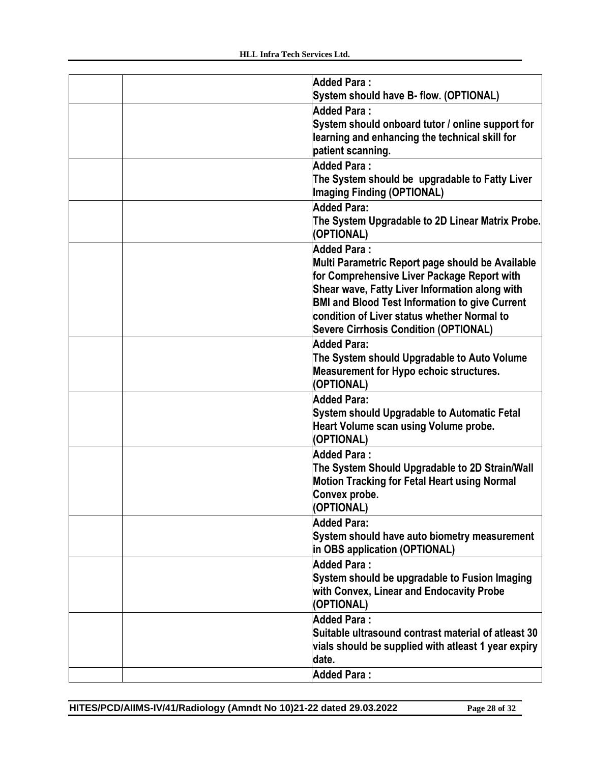| | | |
|---|---|---|
| | | **Added Para :**<br>**System should have B- flow. (OPTIONAL)** |
| | | **Added Para :**<br>**System should onboard tutor / online support for learning and enhancing the technical skill for patient scanning.** |
| | | **Added Para :**<br>**The System should be upgradable to Fatty Liver Imaging Finding (OPTIONAL)** |
| | | **Added Para:**<br>**The System Upgradable to 2D Linear Matrix Probe. (OPTIONAL)** |
| | | **Added Para :**<br>**Multi Parametric Report page should be Available for Comprehensive Liver Package Report with Shear wave, Fatty Liver Information along with BMI and Blood Test Information to give Current condition of Liver status whether Normal to Severe Cirrhosis Condition (OPTIONAL)** |
| | | **Added Para:**<br>**The System should Upgradable to Auto Volume Measurement for Hypo echoic structures. (OPTIONAL)** |
| | | **Added Para:**<br>**System should Upgradable to Automatic Fetal Heart Volume scan using Volume probe. (OPTIONAL)** |
| | | **Added Para :**<br>**The System Should Upgradable to 2D Strain/Wall Motion Tracking for Fetal Heart using Normal Convex probe.**<br>**(OPTIONAL)** |
| | | **Added Para:**<br>**System should have auto biometry measurement in OBS application (OPTIONAL)** |
| | | **Added Para :**<br>**System should be upgradable to Fusion Imaging with Convex, Linear and Endocavity Probe (OPTIONAL)** |
| | | **Added Para :**<br>**Suitable ultrasound contrast material of atleast 30 vials should be supplied with atleast 1 year expiry date.** |
| | | **Added Para :** |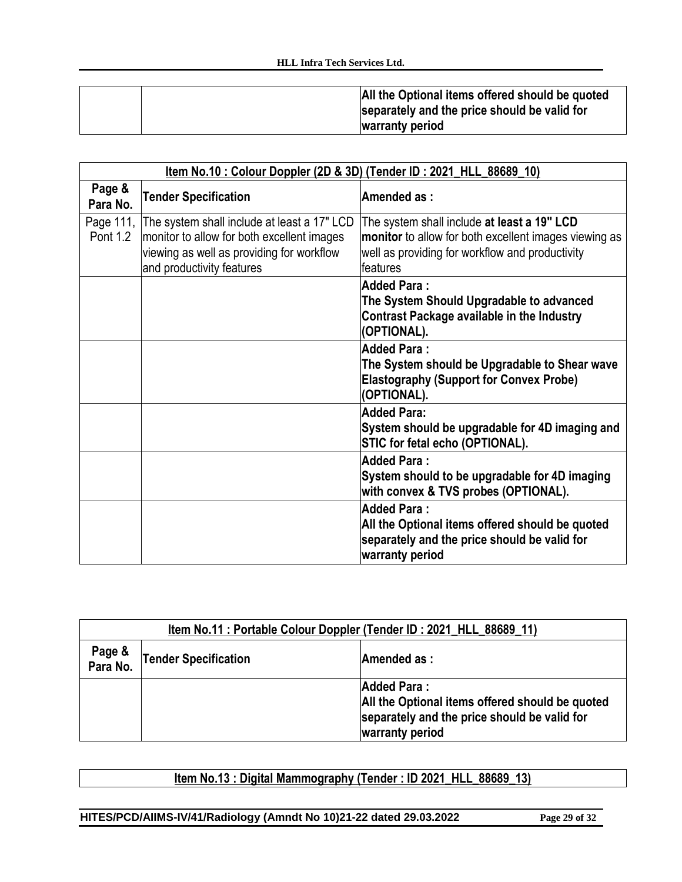| | | |
|---|---|---|
| | | **All the Optional items offered should be quoted separately and the price should be valid for warranty period** |

| **Item No.10 : Colour Doppler (2D & 3D) (Tender ID : 2021_HLL_88689_10)** | | |
|---|---|---|
| **Page & Para No.** | **Tender Specification** | **Amended as :** |
| Page 111, Pont 1.2 | The system shall include at least a 17" LCD monitor to allow for both excellent images viewing as well as providing for workflow and productivity features | The system shall include **at least a 19" LCD monitor** to allow for both excellent images viewing as well as providing for workflow and productivity features |
| | | **Added Para : The System Should Upgradable to advanced Contrast Package available in the Industry (OPTIONAL).** |
| | | **Added Para : The System should be Upgradable to Shear wave Elastography (Support for Convex Probe) (OPTIONAL).** |
| | | **Added Para: System should be upgradable for 4D imaging and STIC for fetal echo (OPTIONAL).** |
| | | **Added Para : System should to be upgradable for 4D imaging with convex & TVS probes (OPTIONAL).** |
| | | **Added Para : All the Optional items offered should be quoted separately and the price should be valid for warranty period** |

| **Item No.11 : Portable Colour Doppler (Tender ID : 2021_HLL_88689_11)** | | |
|---|---|---|
| **Page & Para No.** | **Tender Specification** | **Amended as :** |
| | | **Added Para : All the Optional items offered should be quoted separately and the price should be valid for warranty period** |

| **Item No.13 : Digital Mammography (Tender : ID 2021_HLL_88689_13)** |
|---|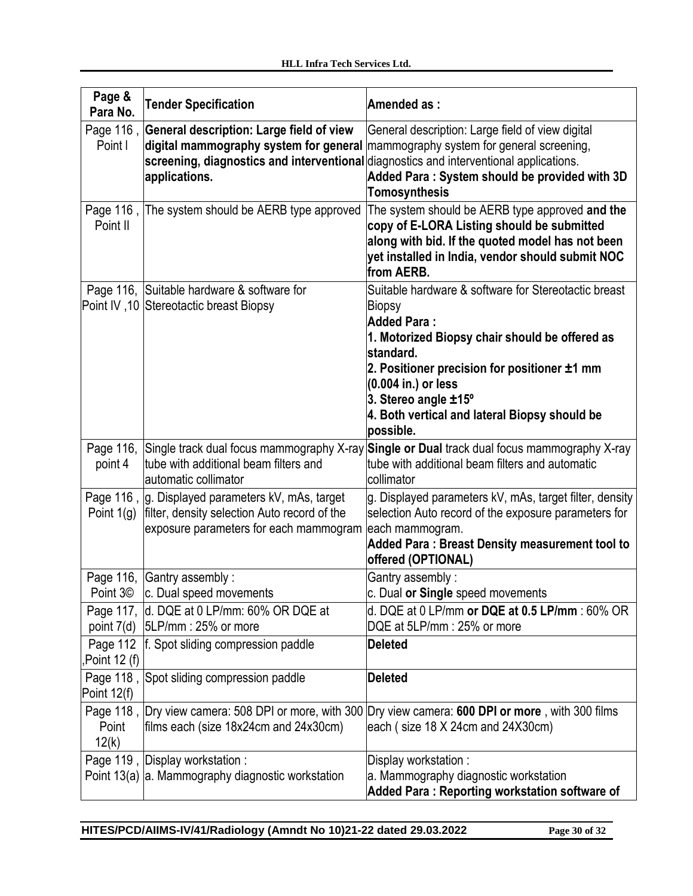| Page & Para No. | Tender Specification | Amended as : |
|---|---|---|
| Page 116 , Point I | **General description: Large field of view digital mammography system for general screening, diagnostics and interventional applications.** | General description: Large field of view digital mammography system for general screening, diagnostics and interventional applications.<br>**Added Para : System should be provided with 3D Tomosynthesis** |
| Page 116 , Point II | The system should be AERB type approved | The system should be AERB type approved **and the copy of E-LORA Listing should be submitted along with bid. If the quoted model has not been yet installed in India, vendor should submit NOC from AERB.** |
| Page 116, Point IV ,10 | Suitable hardware & software for Stereotactic breast Biopsy | Suitable hardware & software for Stereotactic breast Biopsy<br>**Added Para :**<br>**1. Motorized Biopsy chair should be offered as standard.**<br>**2. Positioner precision for positioner ±1 mm (0.004 in.) or less**<br>**3. Stereo angle ±15º**<br>**4. Both vertical and lateral Biopsy should be possible.** |
| Page 116, point 4 | Single track dual focus mammography X-ray tube with additional beam filters and automatic collimator | **Single or Dual** track dual focus mammography X-ray tube with additional beam filters and automatic collimator |
| Page 116 , Point 1(g) | g. Displayed parameters kV, mAs, target filter, density selection Auto record of the exposure parameters for each mammogram | g. Displayed parameters kV, mAs, target filter, density selection Auto record of the exposure parameters for each mammogram.<br>**Added Para : Breast Density measurement tool to offered (OPTIONAL)** |
| Page 116, Point 3© | Gantry assembly :<br>c. Dual speed movements | Gantry assembly :<br>c. Dual **or Single** speed movements |
| Page 117, point 7(d) | d. DQE at 0 LP/mm: 60% OR DQE at 5LP/mm : 25% or more | d. DQE at 0 LP/mm **or DQE at 0.5 LP/mm** : 60% OR DQE at 5LP/mm : 25% or more |
| Page 112 ,Point 12 (f) | f. Spot sliding compression paddle | **Deleted** |
| Page 118 , Point 12(f) | Spot sliding compression paddle | **Deleted** |
| Page 118 , Point 12(k) | Dry view camera: 508 DPI or more, with 300 films each (size 18x24cm and 24x30cm) | Dry view camera: **600 DPI or more** , with 300 films each ( size 18 X 24cm and 24X30cm) |
| Page 119 , Point 13(a) | Display workstation :<br>a. Mammography diagnostic workstation | Display workstation :<br>a. Mammography diagnostic workstation<br>**Added Para : Reporting workstation software of** |

HITES/PCD/AIIMS-IV/41/Radiology (Amndt No 10)21-22 dated 29.03.2022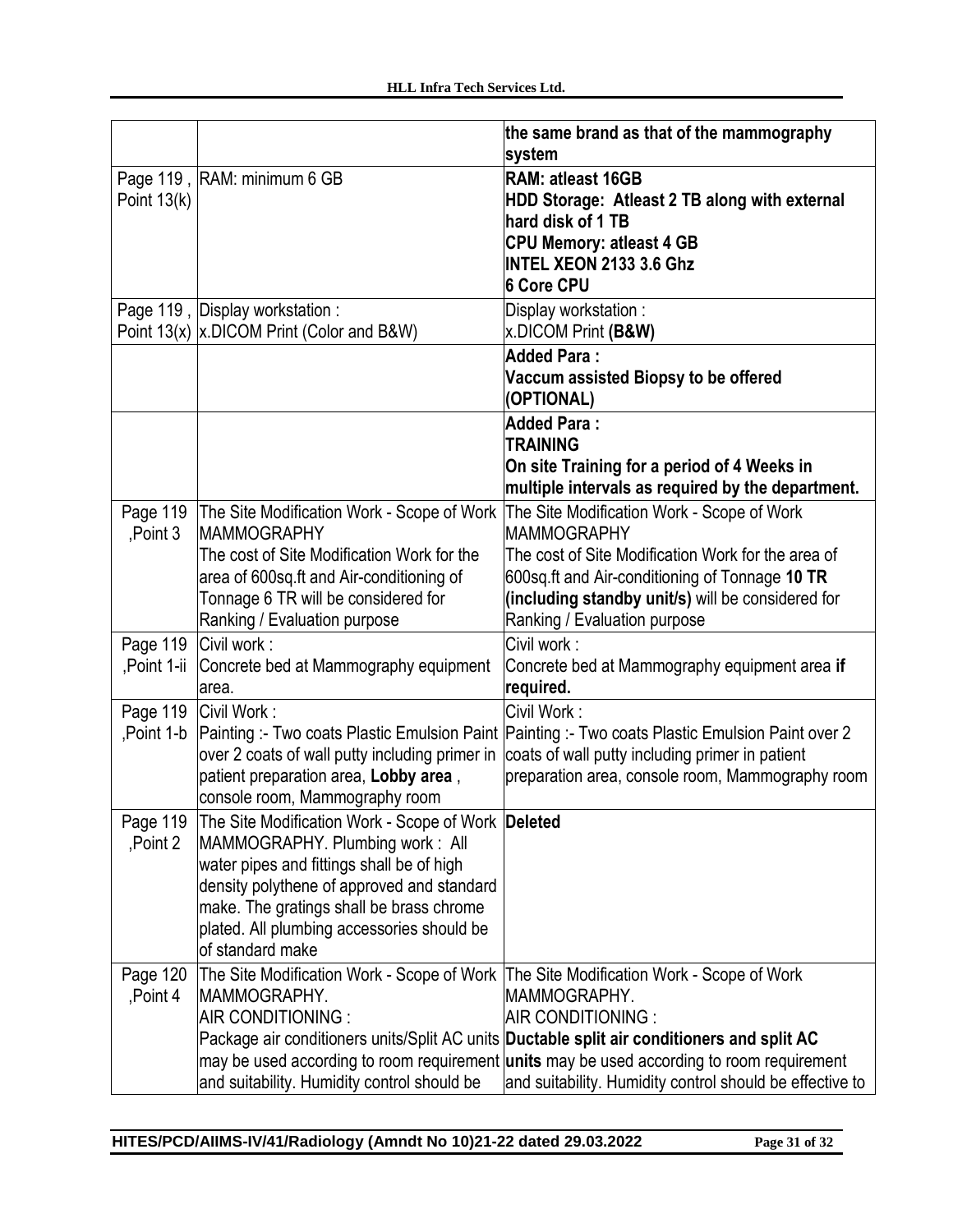|  |  | **the same brand as that of the mammography system** |
|---|---|---|
| Page 119 , Point 13(k) | RAM: minimum 6 GB | **RAM: atleast 16GB**<br>**HDD Storage: Atleast 2 TB along with external hard disk of 1 TB**<br>**CPU Memory: atleast 4 GB**<br>**INTEL XEON 2133 3.6 Ghz**<br>**6 Core CPU** |
| Page 119 , Point 13(x) | Display workstation :<br>x.DICOM Print (Color and B&W) | Display workstation :<br>x.DICOM Print **(B&W)** |
|  |  | **Added Para :**<br>**Vaccum assisted Biopsy to be offered (OPTIONAL)** |
|  |  | **Added Para :**<br>**TRAINING**<br>**On site Training for a period of 4 Weeks in multiple intervals as required by the department.** |
| Page 119 ,Point 3 | The Site Modification Work - Scope of Work MAMMOGRAPHY<br>The cost of Site Modification Work for the area of 600sq.ft and Air-conditioning of Tonnage 6 TR will be considered for Ranking / Evaluation purpose | The Site Modification Work - Scope of Work MAMMOGRAPHY<br>The cost of Site Modification Work for the area of 600sq.ft and Air-conditioning of Tonnage **10 TR (including standby unit/s)** will be considered for Ranking / Evaluation purpose |
| Page 119 ,Point 1-ii | Civil work :<br>Concrete bed at Mammography equipment area. | Civil work :<br>Concrete bed at Mammography equipment area **if required.** |
| Page 119 ,Point 1-b | Civil Work :<br>Painting :- Two coats Plastic Emulsion Paint over 2 coats of wall putty including primer in patient preparation area, **Lobby area** , console room, Mammography room | Civil Work :<br>Painting :- Two coats Plastic Emulsion Paint over 2 coats of wall putty including primer in patient preparation area, console room, Mammography room |
| Page 119 ,Point 2 | The Site Modification Work - Scope of Work MAMMOGRAPHY. Plumbing work : All water pipes and fittings shall be of high density polythene of approved and standard make. The gratings shall be brass chrome plated. All plumbing accessories should be of standard make | **Deleted** |
| Page 120 ,Point 4 | The Site Modification Work - Scope of Work MAMMOGRAPHY.<br>AIR CONDITIONING :<br>Package air conditioners units/Split AC units may be used according to room requirement and suitability. Humidity control should be | The Site Modification Work - Scope of Work MAMMOGRAPHY.<br>AIR CONDITIONING :<br>**Ductable split air conditioners and split AC units** may be used according to room requirement and suitability. Humidity control should be effective to |

HITES/PCD/AIIMS-IV/41/Radiology (Amndt No 10)21-22 dated 29.03.2022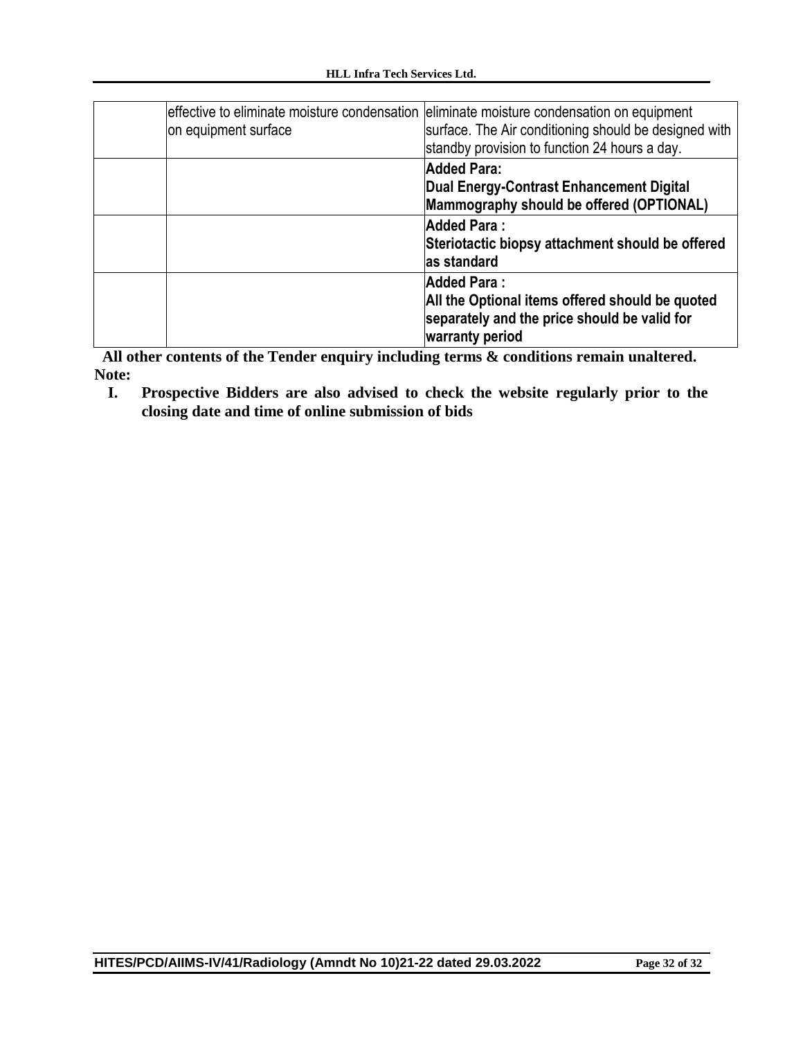| | | |
|---|---|---|
| | effective to eliminate moisture condensation on equipment surface | eliminate moisture condensation on equipment surface. The Air conditioning should be designed with standby provision to function 24 hours a day. |
| | | **Added Para:** **Dual Energy-Contrast Enhancement Digital Mammography should be offered (OPTIONAL)** |
| | | **Added Para :** **Steriotactic biopsy attachment should be offered as standard** |
| | | **Added Para :** **All the Optional items offered should be quoted separately and the price should be valid for warranty period** |

**All other contents of the Tender enquiry including terms & conditions remain unaltered.**

**Note:**

**I. Prospective Bidders are also advised to check the website regularly prior to the closing date and time of online submission of bids**